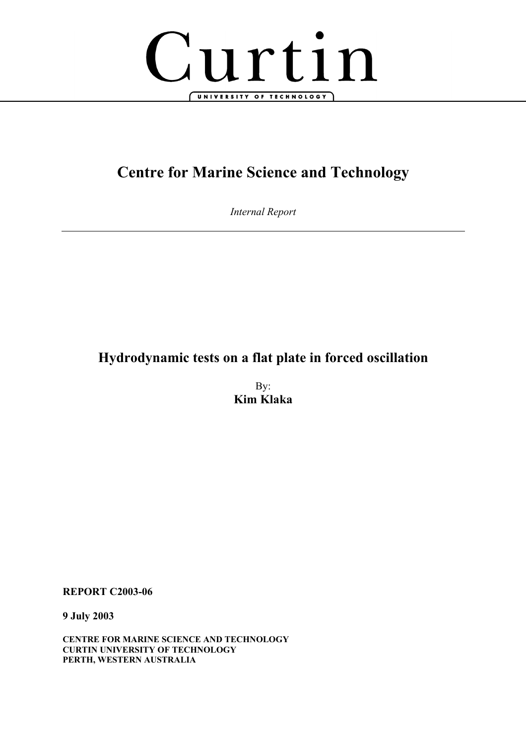Curtin

UNIVERSITY OF TECHNOLOGY

# Centre for Marine Science and Technology

*Internal Report*

---

## Hydrodynamic tests on a flat plate in forced oscillation

By:
**Kim Klaka**

**REPORT C2003-06**

**9 July 2003**

**CENTRE FOR MARINE SCIENCE AND TECHNOLOGY**
**CURTIN UNIVERSITY OF TECHNOLOGY**
**PERTH, WESTERN AUSTRALIA**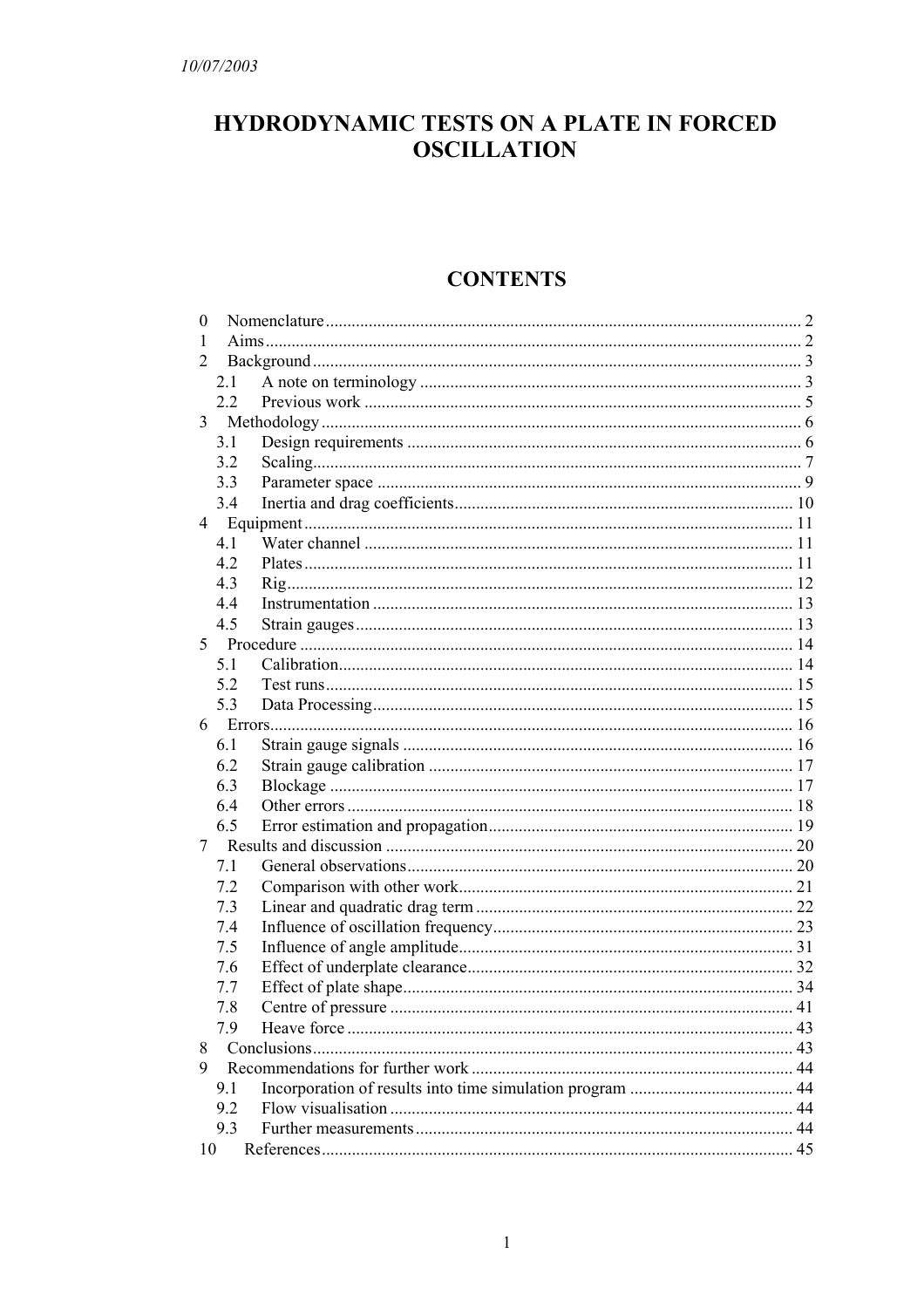10/07/2003

# HYDRODYNAMIC TESTS ON A PLATE IN FORCED OSCILLATION

## CONTENTS

- 0 Nomenclature ..... 2
- 1 Aims ..... 2
- 2 Background ..... 3
  - 2.1 A note on terminology ..... 3
  - 2.2 Previous work ..... 5
- 3 Methodology ..... 6
  - 3.1 Design requirements ..... 6
  - 3.2 Scaling ..... 7
  - 3.3 Parameter space ..... 9
  - 3.4 Inertia and drag coefficients ..... 10
- 4 Equipment ..... 11
  - 4.1 Water channel ..... 11
  - 4.2 Plates ..... 11
  - 4.3 Rig ..... 12
  - 4.4 Instrumentation ..... 13
  - 4.5 Strain gauges ..... 13
- 5 Procedure ..... 14
  - 5.1 Calibration ..... 14
  - 5.2 Test runs ..... 15
  - 5.3 Data Processing ..... 15
- 6 Errors ..... 16
  - 6.1 Strain gauge signals ..... 16
  - 6.2 Strain gauge calibration ..... 17
  - 6.3 Blockage ..... 17
  - 6.4 Other errors ..... 18
  - 6.5 Error estimation and propagation ..... 19
- 7 Results and discussion ..... 20
  - 7.1 General observations ..... 20
  - 7.2 Comparison with other work ..... 21
  - 7.3 Linear and quadratic drag term ..... 22
  - 7.4 Influence of oscillation frequency ..... 23
  - 7.5 Influence of angle amplitude ..... 31
  - 7.6 Effect of underplate clearance ..... 32
  - 7.7 Effect of plate shape ..... 34
  - 7.8 Centre of pressure ..... 41
  - 7.9 Heave force ..... 43
- 8 Conclusions ..... 43
- 9 Recommendations for further work ..... 44
  - 9.1 Incorporation of results into time simulation program ..... 44
  - 9.2 Flow visualisation ..... 44
  - 9.3 Further measurements ..... 44
- 10 References ..... 45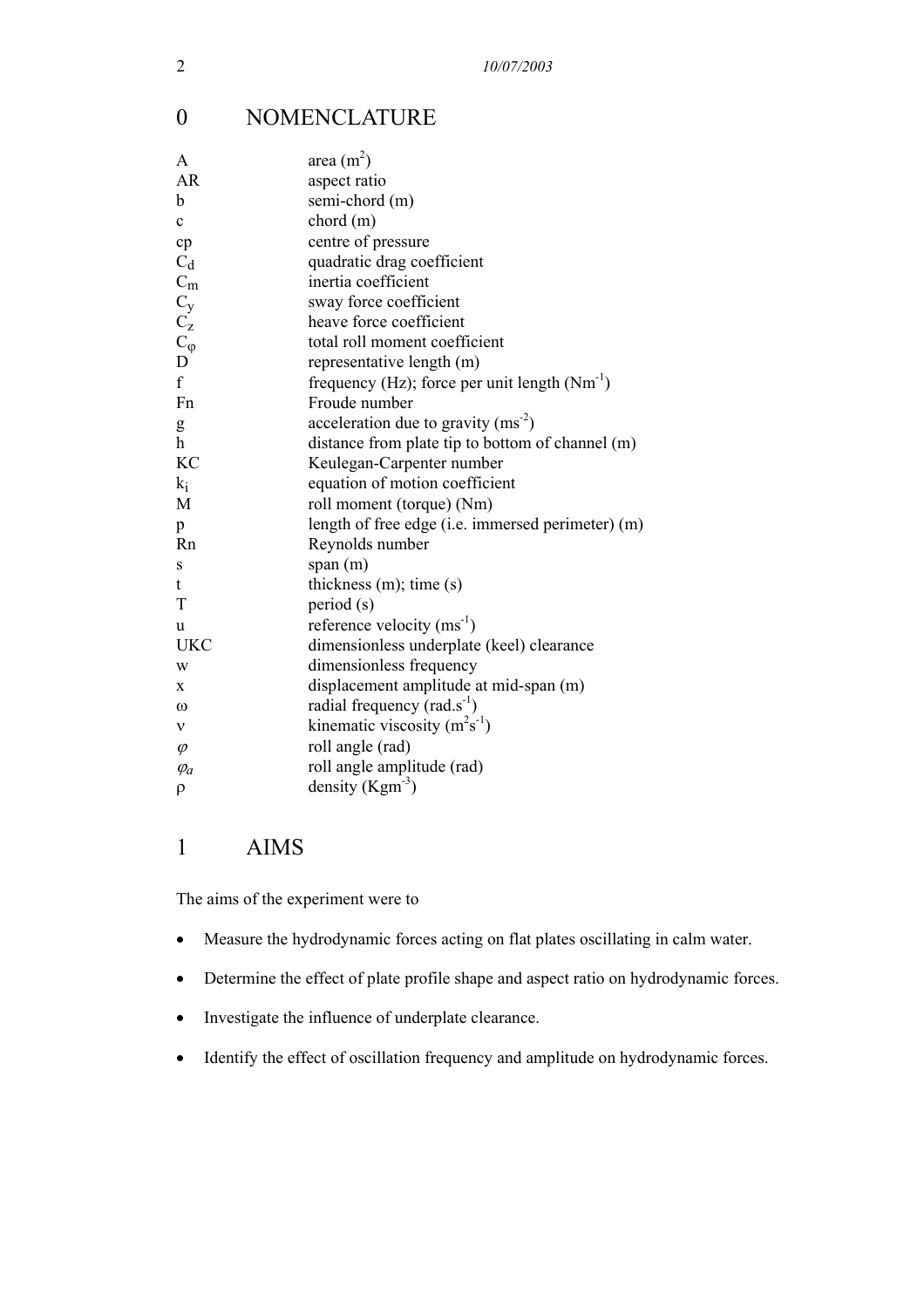# 0 NOMENCLATURE

| | |
|---|---|
| A | area ($m^2$) |
| AR | aspect ratio |
| b | semi-chord (m) |
| c | chord (m) |
| cp | centre of pressure |
| $C_d$ | quadratic drag coefficient |
| $C_m$ | inertia coefficient |
| $C_y$ | sway force coefficient |
| $C_z$ | heave force coefficient |
| $C_\varphi$ | total roll moment coefficient |
| D | representative length (m) |
| f | frequency (Hz); force per unit length ($Nm^{-1}$) |
| Fn | Froude number |
| g | acceleration due to gravity ($ms^{-2}$) |
| h | distance from plate tip to bottom of channel (m) |
| KC | Keulegan-Carpenter number |
| $k_i$ | equation of motion coefficient |
| M | roll moment (torque) (Nm) |
| p | length of free edge (i.e. immersed perimeter) (m) |
| Rn | Reynolds number |
| s | span (m) |
| t | thickness (m); time (s) |
| T | period (s) |
| u | reference velocity ($ms^{-1}$) |
| UKC | dimensionless underplate (keel) clearance |
| w | dimensionless frequency |
| x | displacement amplitude at mid-span (m) |
| $\omega$ | radial frequency ($rad.s^{-1}$) |
| $\nu$ | kinematic viscosity ($m^2s^{-1}$) |
| $\varphi$ | roll angle (rad) |
| $\varphi_a$ | roll angle amplitude (rad) |
| $\rho$ | density ($Kgm^{-3}$) |

# 1 AIMS

The aims of the experiment were to

- Measure the hydrodynamic forces acting on flat plates oscillating in calm water.
- Determine the effect of plate profile shape and aspect ratio on hydrodynamic forces.
- Investigate the influence of underplate clearance.
- Identify the effect of oscillation frequency and amplitude on hydrodynamic forces.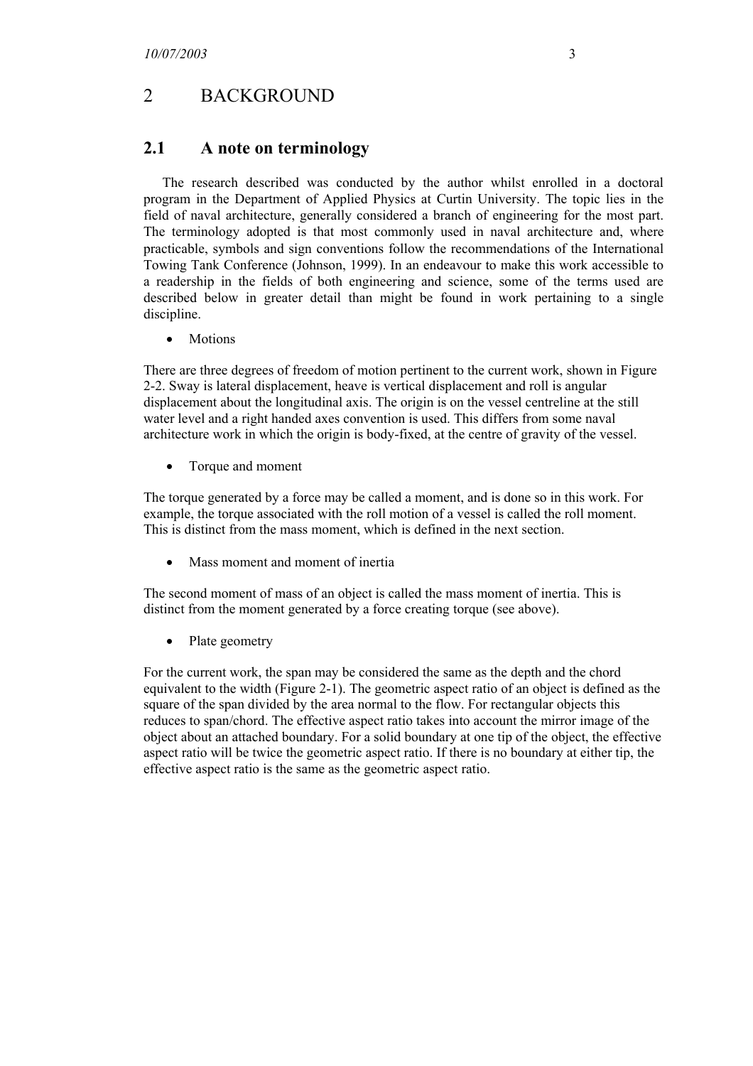# 2 BACKGROUND

## 2.1 A note on terminology

The research described was conducted by the author whilst enrolled in a doctoral program in the Department of Applied Physics at Curtin University. The topic lies in the field of naval architecture, generally considered a branch of engineering for the most part. The terminology adopted is that most commonly used in naval architecture and, where practicable, symbols and sign conventions follow the recommendations of the International Towing Tank Conference (Johnson, 1999). In an endeavour to make this work accessible to a readership in the fields of both engineering and science, some of the terms used are described below in greater detail than might be found in work pertaining to a single discipline.

- Motions

There are three degrees of freedom of motion pertinent to the current work, shown in Figure 2-2. Sway is lateral displacement, heave is vertical displacement and roll is angular displacement about the longitudinal axis. The origin is on the vessel centreline at the still water level and a right handed axes convention is used. This differs from some naval architecture work in which the origin is body-fixed, at the centre of gravity of the vessel.

- Torque and moment

The torque generated by a force may be called a moment, and is done so in this work. For example, the torque associated with the roll motion of a vessel is called the roll moment. This is distinct from the mass moment, which is defined in the next section.

- Mass moment and moment of inertia

The second moment of mass of an object is called the mass moment of inertia. This is distinct from the moment generated by a force creating torque (see above).

- Plate geometry

For the current work, the span may be considered the same as the depth and the chord equivalent to the width (Figure 2-1). The geometric aspect ratio of an object is defined as the square of the span divided by the area normal to the flow. For rectangular objects this reduces to span/chord. The effective aspect ratio takes into account the mirror image of the object about an attached boundary. For a solid boundary at one tip of the object, the effective aspect ratio will be twice the geometric aspect ratio. If there is no boundary at either tip, the effective aspect ratio is the same as the geometric aspect ratio.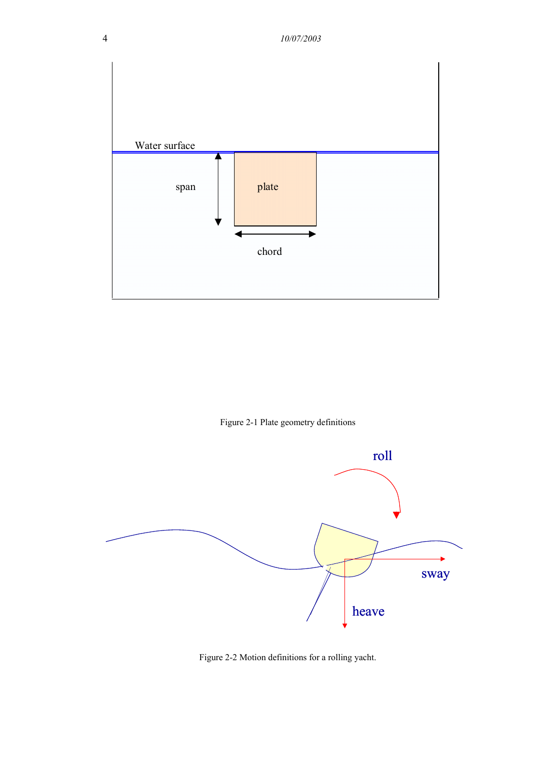Figure 2-1 Plate geometry definitions

Figure 2-2 Motion definitions for a rolling yacht.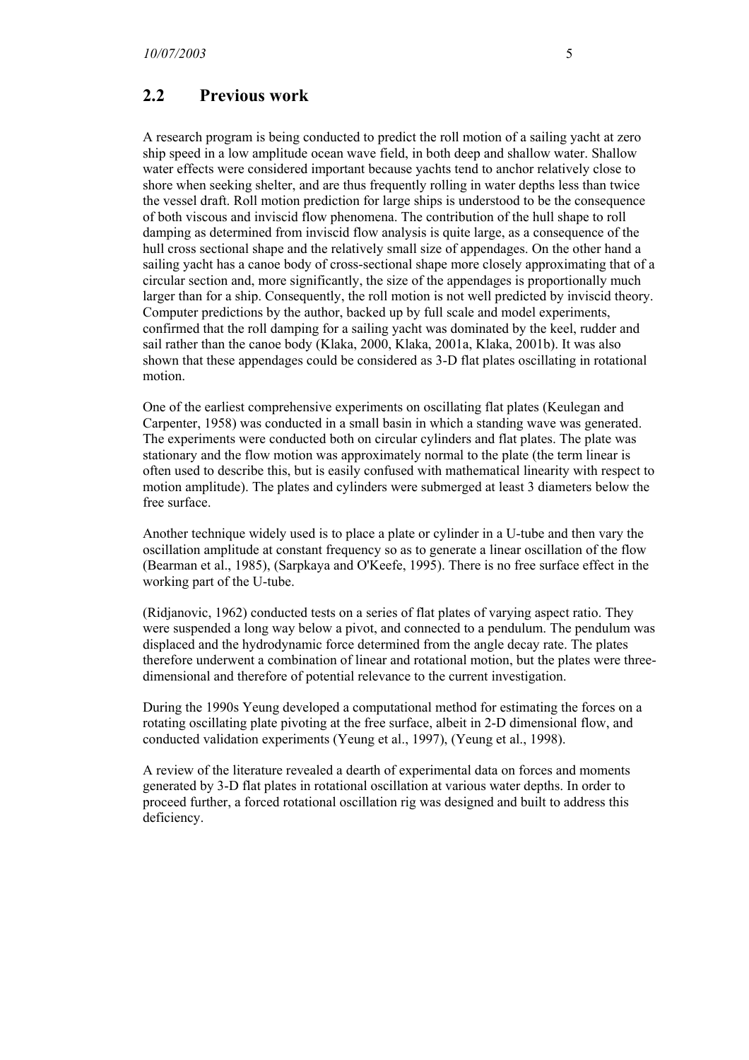## 2.2 Previous work

A research program is being conducted to predict the roll motion of a sailing yacht at zero ship speed in a low amplitude ocean wave field, in both deep and shallow water. Shallow water effects were considered important because yachts tend to anchor relatively close to shore when seeking shelter, and are thus frequently rolling in water depths less than twice the vessel draft. Roll motion prediction for large ships is understood to be the consequence of both viscous and inviscid flow phenomena. The contribution of the hull shape to roll damping as determined from inviscid flow analysis is quite large, as a consequence of the hull cross sectional shape and the relatively small size of appendages. On the other hand a sailing yacht has a canoe body of cross-sectional shape more closely approximating that of a circular section and, more significantly, the size of the appendages is proportionally much larger than for a ship. Consequently, the roll motion is not well predicted by inviscid theory. Computer predictions by the author, backed up by full scale and model experiments, confirmed that the roll damping for a sailing yacht was dominated by the keel, rudder and sail rather than the canoe body (Klaka, 2000, Klaka, 2001a, Klaka, 2001b). It was also shown that these appendages could be considered as 3-D flat plates oscillating in rotational motion.

One of the earliest comprehensive experiments on oscillating flat plates (Keulegan and Carpenter, 1958) was conducted in a small basin in which a standing wave was generated. The experiments were conducted both on circular cylinders and flat plates. The plate was stationary and the flow motion was approximately normal to the plate (the term linear is often used to describe this, but is easily confused with mathematical linearity with respect to motion amplitude). The plates and cylinders were submerged at least 3 diameters below the free surface.

Another technique widely used is to place a plate or cylinder in a U-tube and then vary the oscillation amplitude at constant frequency so as to generate a linear oscillation of the flow (Bearman et al., 1985), (Sarpkaya and O'Keefe, 1995). There is no free surface effect in the working part of the U-tube.

(Ridjanovic, 1962) conducted tests on a series of flat plates of varying aspect ratio. They were suspended a long way below a pivot, and connected to a pendulum. The pendulum was displaced and the hydrodynamic force determined from the angle decay rate. The plates therefore underwent a combination of linear and rotational motion, but the plates were three-dimensional and therefore of potential relevance to the current investigation.

During the 1990s Yeung developed a computational method for estimating the forces on a rotating oscillating plate pivoting at the free surface, albeit in 2-D dimensional flow, and conducted validation experiments (Yeung et al., 1997), (Yeung et al., 1998).

A review of the literature revealed a dearth of experimental data on forces and moments generated by 3-D flat plates in rotational oscillation at various water depths. In order to proceed further, a forced rotational oscillation rig was designed and built to address this deficiency.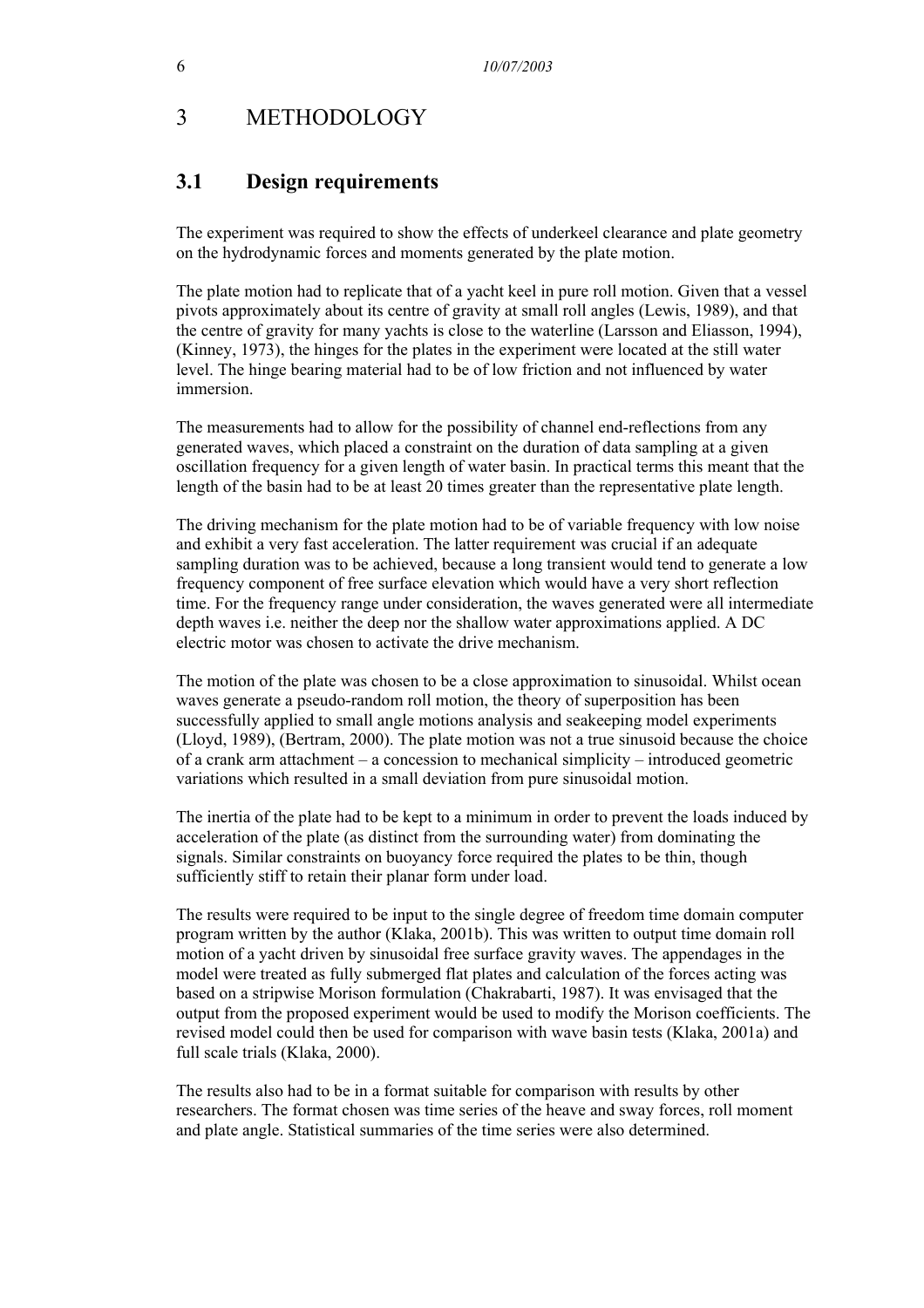# 3 METHODOLOGY

## 3.1 Design requirements

The experiment was required to show the effects of underkeel clearance and plate geometry on the hydrodynamic forces and moments generated by the plate motion.

The plate motion had to replicate that of a yacht keel in pure roll motion. Given that a vessel pivots approximately about its centre of gravity at small roll angles (Lewis, 1989), and that the centre of gravity for many yachts is close to the waterline (Larsson and Eliasson, 1994), (Kinney, 1973), the hinges for the plates in the experiment were located at the still water level. The hinge bearing material had to be of low friction and not influenced by water immersion.

The measurements had to allow for the possibility of channel end-reflections from any generated waves, which placed a constraint on the duration of data sampling at a given oscillation frequency for a given length of water basin. In practical terms this meant that the length of the basin had to be at least 20 times greater than the representative plate length.

The driving mechanism for the plate motion had to be of variable frequency with low noise and exhibit a very fast acceleration. The latter requirement was crucial if an adequate sampling duration was to be achieved, because a long transient would tend to generate a low frequency component of free surface elevation which would have a very short reflection time. For the frequency range under consideration, the waves generated were all intermediate depth waves i.e. neither the deep nor the shallow water approximations applied. A DC electric motor was chosen to activate the drive mechanism.

The motion of the plate was chosen to be a close approximation to sinusoidal. Whilst ocean waves generate a pseudo-random roll motion, the theory of superposition has been successfully applied to small angle motions analysis and seakeeping model experiments (Lloyd, 1989), (Bertram, 2000). The plate motion was not a true sinusoid because the choice of a crank arm attachment – a concession to mechanical simplicity – introduced geometric variations which resulted in a small deviation from pure sinusoidal motion.

The inertia of the plate had to be kept to a minimum in order to prevent the loads induced by acceleration of the plate (as distinct from the surrounding water) from dominating the signals. Similar constraints on buoyancy force required the plates to be thin, though sufficiently stiff to retain their planar form under load.

The results were required to be input to the single degree of freedom time domain computer program written by the author (Klaka, 2001b). This was written to output time domain roll motion of a yacht driven by sinusoidal free surface gravity waves. The appendages in the model were treated as fully submerged flat plates and calculation of the forces acting was based on a stripwise Morison formulation (Chakrabarti, 1987). It was envisaged that the output from the proposed experiment would be used to modify the Morison coefficients. The revised model could then be used for comparison with wave basin tests (Klaka, 2001a) and full scale trials (Klaka, 2000).

The results also had to be in a format suitable for comparison with results by other researchers. The format chosen was time series of the heave and sway forces, roll moment and plate angle. Statistical summaries of the time series were also determined.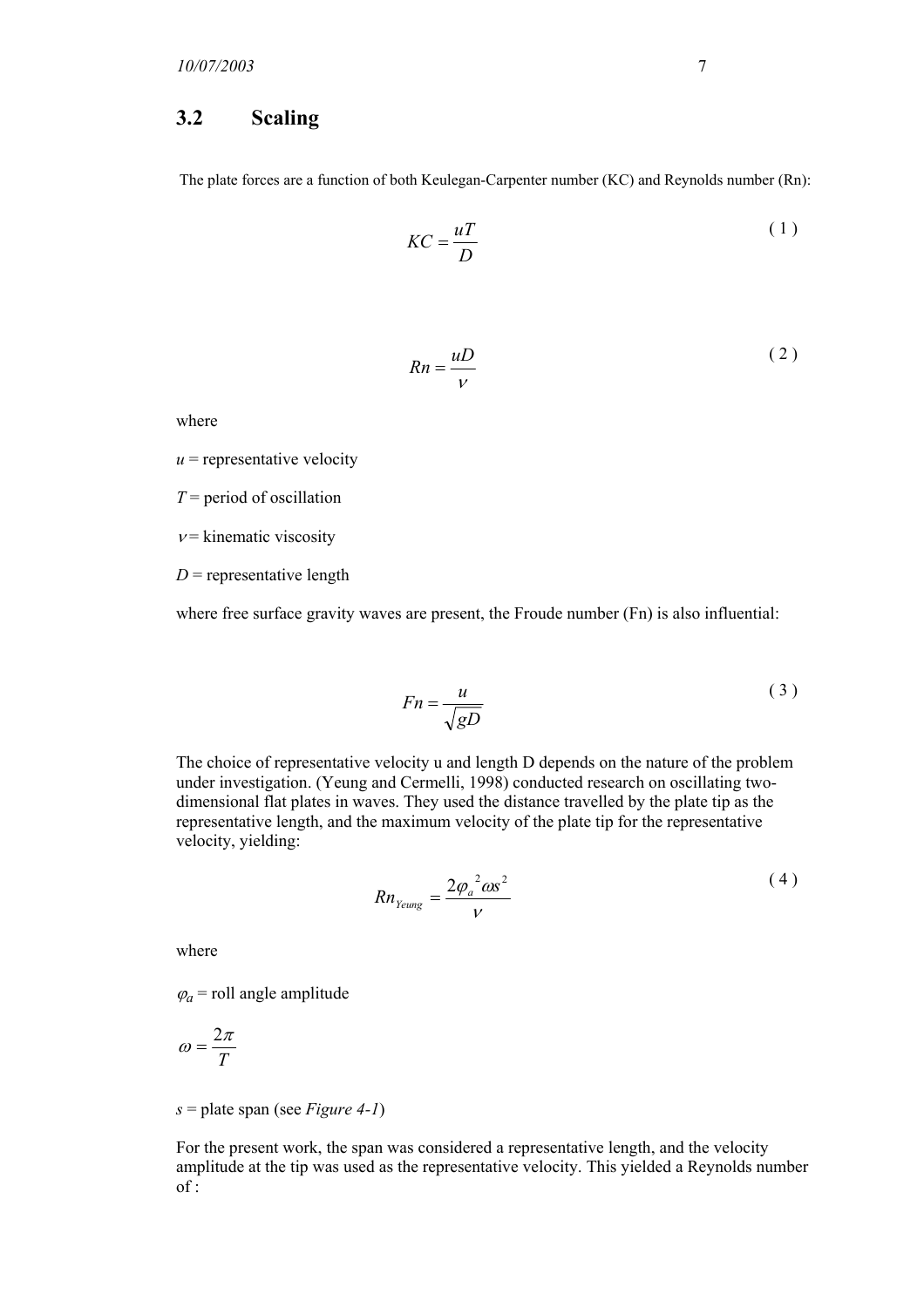## 3.2 Scaling

The plate forces are a function of both Keulegan-Carpenter number (KC) and Reynolds number (Rn):

$$KC = \frac{uT}{D} \tag{1}$$

$$Rn = \frac{uD}{\nu} \tag{2}$$

where

$u$ = representative velocity

$T$ = period of oscillation

$\nu$ = kinematic viscosity

$D$ = representative length

where free surface gravity waves are present, the Froude number (Fn) is also influential:

$$Fn = \frac{u}{\sqrt{gD}} \tag{3}$$

The choice of representative velocity u and length D depends on the nature of the problem under investigation. (Yeung and Cermelli, 1998) conducted research on oscillating two-dimensional flat plates in waves. They used the distance travelled by the plate tip as the representative length, and the maximum velocity of the plate tip for the representative velocity, yielding:

$$Rn_{Yeung} = \frac{2\varphi_a^{\,2}\omega s^2}{\nu} \tag{4}$$

where

$\varphi_a$ = roll angle amplitude

$\omega = \frac{2\pi}{T}$

$s$ = plate span (see *Figure 4-1*)

For the present work, the span was considered a representative length, and the velocity amplitude at the tip was used as the representative velocity. This yielded a Reynolds number of :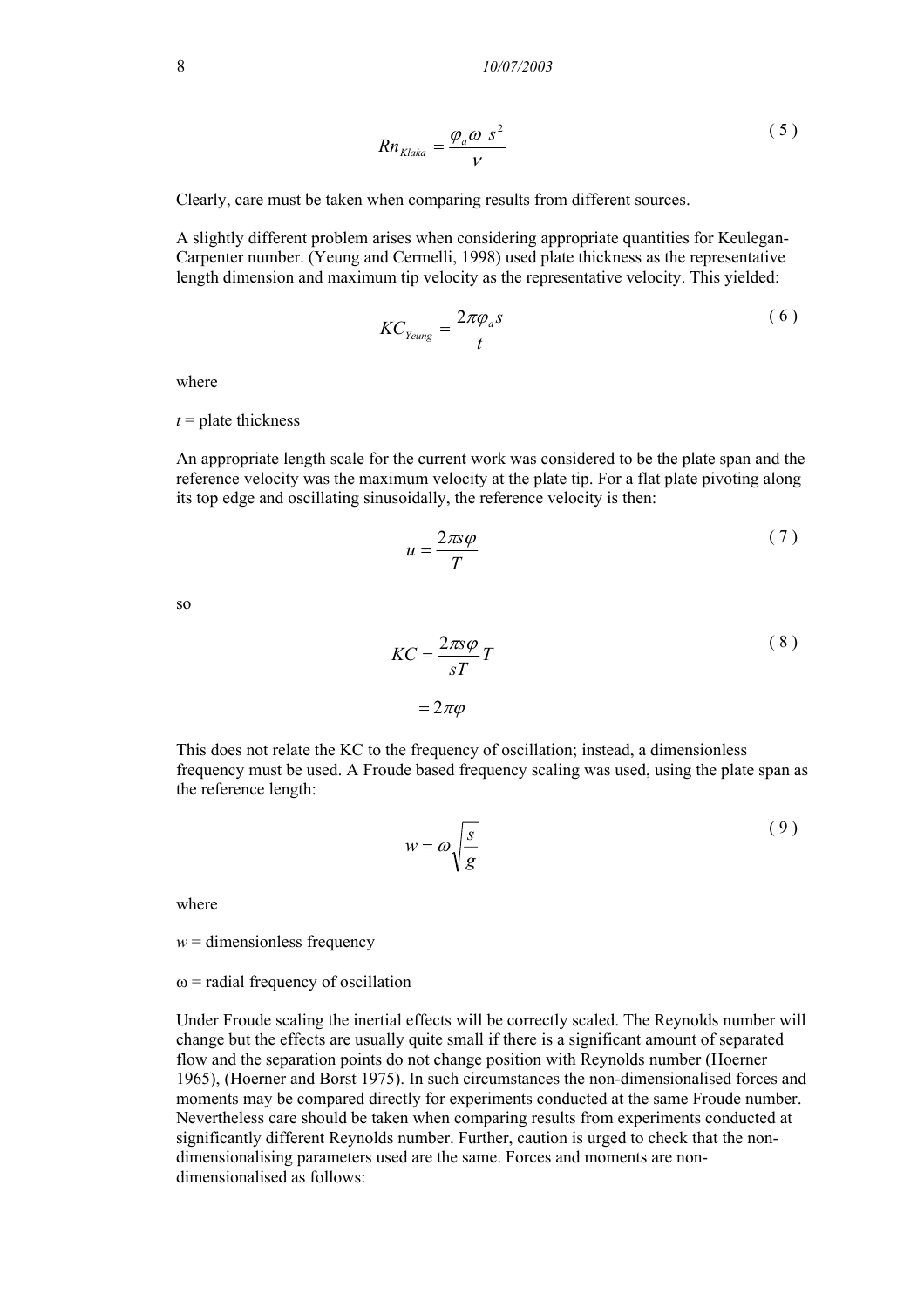$$Rn_{Klaka} = \frac{\varphi_a \omega \ s^2}{\nu} \tag{5}$$

Clearly, care must be taken when comparing results from different sources.

A slightly different problem arises when considering appropriate quantities for Keulegan-Carpenter number. (Yeung and Cermelli, 1998) used plate thickness as the representative length dimension and maximum tip velocity as the representative velocity. This yielded:

$$KC_{Yeung} = \frac{2\pi\varphi_a s}{t} \tag{6}$$

where

$t$ = plate thickness

An appropriate length scale for the current work was considered to be the plate span and the reference velocity was the maximum velocity at the plate tip. For a flat plate pivoting along its top edge and oscillating sinusoidally, the reference velocity is then:

$$u = \frac{2\pi s\varphi}{T} \tag{7}$$

so

$$KC = \frac{2\pi s\varphi}{sT}T \tag{8}$$

$$= 2\pi\varphi$$

This does not relate the KC to the frequency of oscillation; instead, a dimensionless frequency must be used. A Froude based frequency scaling was used, using the plate span as the reference length:

$$w = \omega\sqrt{\frac{s}{g}} \tag{9}$$

where

$w$ = dimensionless frequency

$\omega$ = radial frequency of oscillation

Under Froude scaling the inertial effects will be correctly scaled. The Reynolds number will change but the effects are usually quite small if there is a significant amount of separated flow and the separation points do not change position with Reynolds number (Hoerner 1965), (Hoerner and Borst 1975). In such circumstances the non-dimensionalised forces and moments may be compared directly for experiments conducted at the same Froude number. Nevertheless care should be taken when comparing results from experiments conducted at significantly different Reynolds number. Further, caution is urged to check that the non-dimensionalising parameters used are the same. Forces and moments are non-dimensionalised as follows: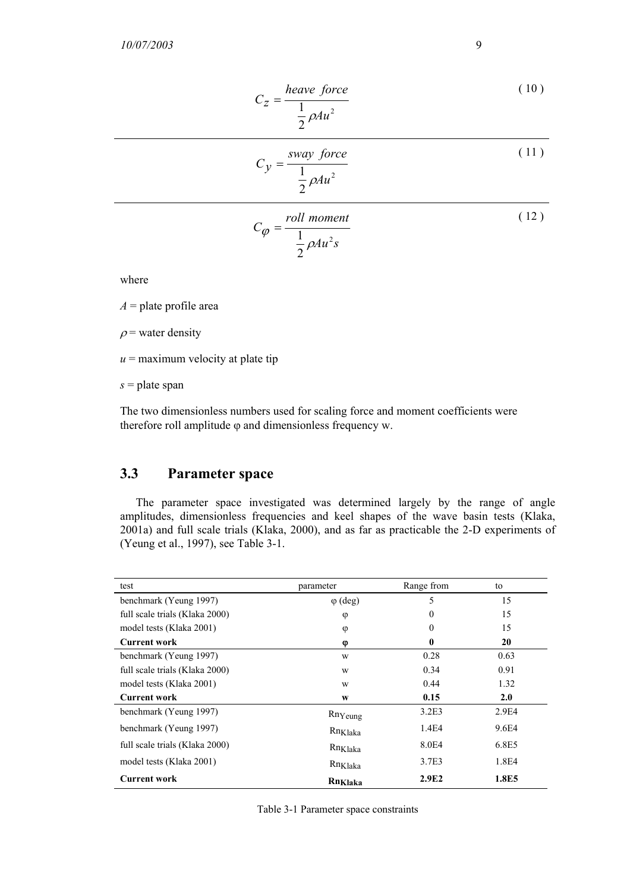$$C_Z = \frac{heave\ force}{\frac{1}{2}\rho A u^2} \quad (10)$$

$$C_Y = \frac{sway\ force}{\frac{1}{2}\rho A u^2} \quad (11)$$

$$C_\varphi = \frac{roll\ moment}{\frac{1}{2}\rho A u^2 s} \quad (12)$$

where

$A$ = plate profile area

$\rho$ = water density

$u$ = maximum velocity at plate tip

$s$ = plate span

The two dimensionless numbers used for scaling force and moment coefficients were therefore roll amplitude φ and dimensionless frequency w.

## 3.3 Parameter space

The parameter space investigated was determined largely by the range of angle amplitudes, dimensionless frequencies and keel shapes of the wave basin tests (Klaka, 2001a) and full scale trials (Klaka, 2000), and as far as practicable the 2-D experiments of (Yeung et al., 1997), see Table 3-1.

| test | parameter | Range from | to |
|---|---|---|---|
| benchmark (Yeung 1997) | φ (deg) | 5 | 15 |
| full scale trials (Klaka 2000) | φ | 0 | 15 |
| model tests (Klaka 2001) | φ | 0 | 15 |
| **Current work** | **φ** | **0** | **20** |
| benchmark (Yeung 1997) | w | 0.28 | 0.63 |
| full scale trials (Klaka 2000) | w | 0.34 | 0.91 |
| model tests (Klaka 2001) | w | 0.44 | 1.32 |
| **Current work** | **w** | **0.15** | **2.0** |
| benchmark (Yeung 1997) | $Rn_{Yeung}$ | 3.2E3 | 2.9E4 |
| benchmark (Yeung 1997) | $Rn_{Klaka}$ | 1.4E4 | 9.6E4 |
| full scale trials (Klaka 2000) | $Rn_{Klaka}$ | 8.0E4 | 6.8E5 |
| model tests (Klaka 2001) | $Rn_{Klaka}$ | 3.7E3 | 1.8E4 |
| **Current work** | $\mathbf{Rn_{Klaka}}$ | **2.9E2** | **1.8E5** |

Table 3-1 Parameter space constraints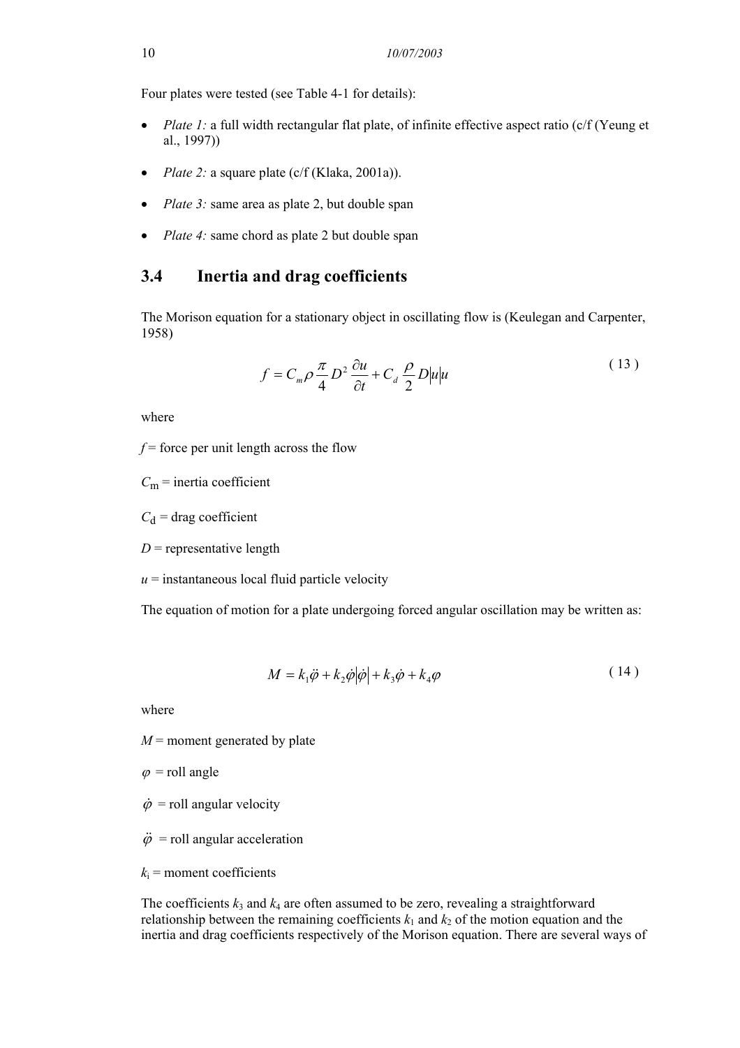Four plates were tested (see Table 4-1 for details):

- *Plate 1:* a full width rectangular flat plate, of infinite effective aspect ratio (c/f (Yeung et al., 1997))
- *Plate 2:* a square plate (c/f (Klaka, 2001a)).
- *Plate 3:* same area as plate 2, but double span
- *Plate 4:* same chord as plate 2 but double span

## 3.4 Inertia and drag coefficients

The Morison equation for a stationary object in oscillating flow is (Keulegan and Carpenter, 1958)

$$f = C_m \rho \frac{\pi}{4} D^2 \frac{\partial u}{\partial t} + C_d \frac{\rho}{2} D |u| u \tag{13}$$

where

$f$ = force per unit length across the flow

$C_m$ = inertia coefficient

$C_d$ = drag coefficient

$D$ = representative length

$u$ = instantaneous local fluid particle velocity

The equation of motion for a plate undergoing forced angular oscillation may be written as:

$$M = k_1 \ddot{\varphi} + k_2 \dot{\varphi} |\dot{\varphi}| + k_3 \dot{\varphi} + k_4 \varphi \tag{14}$$

where

$M$ = moment generated by plate

$\varphi$ = roll angle

$\dot{\varphi}$ = roll angular velocity

$\ddot{\varphi}$ = roll angular acceleration

$k_i$ = moment coefficients

The coefficients $k_3$ and $k_4$ are often assumed to be zero, revealing a straightforward relationship between the remaining coefficients $k_1$ and $k_2$ of the motion equation and the inertia and drag coefficients respectively of the Morison equation. There are several ways of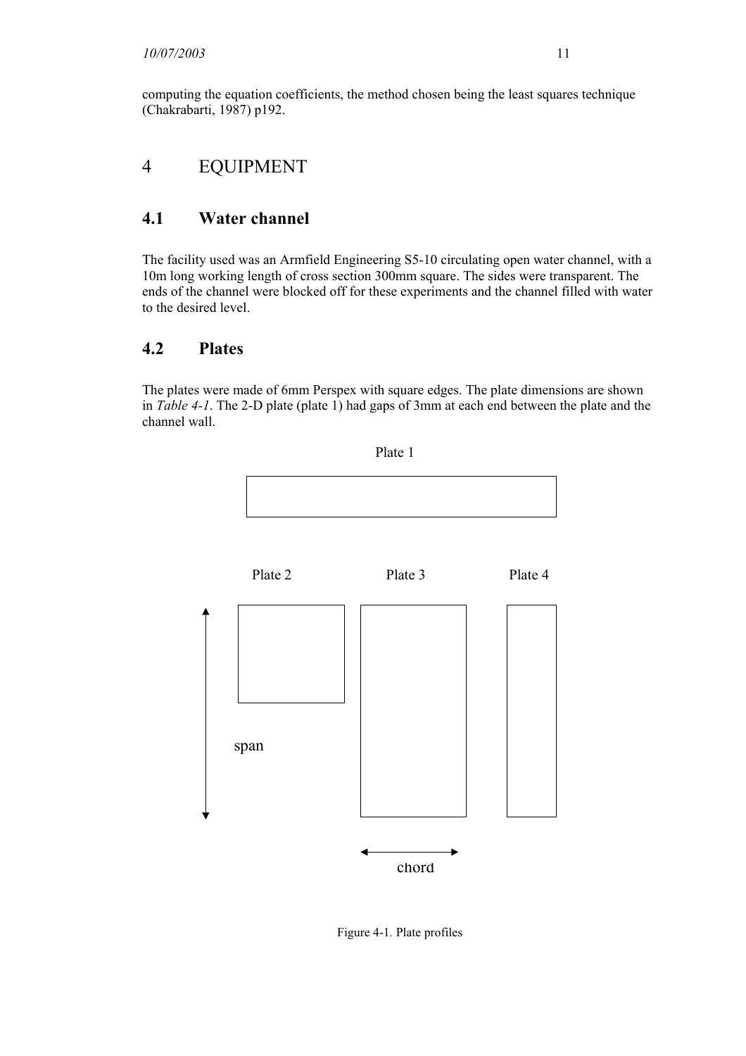computing the equation coefficients, the method chosen being the least squares technique (Chakrabarti, 1987) p192.

# 4 EQUIPMENT

## 4.1 Water channel

The facility used was an Armfield Engineering S5-10 circulating open water channel, with a 10m long working length of cross section 300mm square. The sides were transparent. The ends of the channel were blocked off for these experiments and the channel filled with water to the desired level.

## 4.2 Plates

The plates were made of 6mm Perspex with square edges. The plate dimensions are shown in *Table 4-1*. The 2-D plate (plate 1) had gaps of 3mm at each end between the plate and the channel wall.

Plate 1

Plate 2 Plate 3 Plate 4

span

chord

Figure 4-1. Plate profiles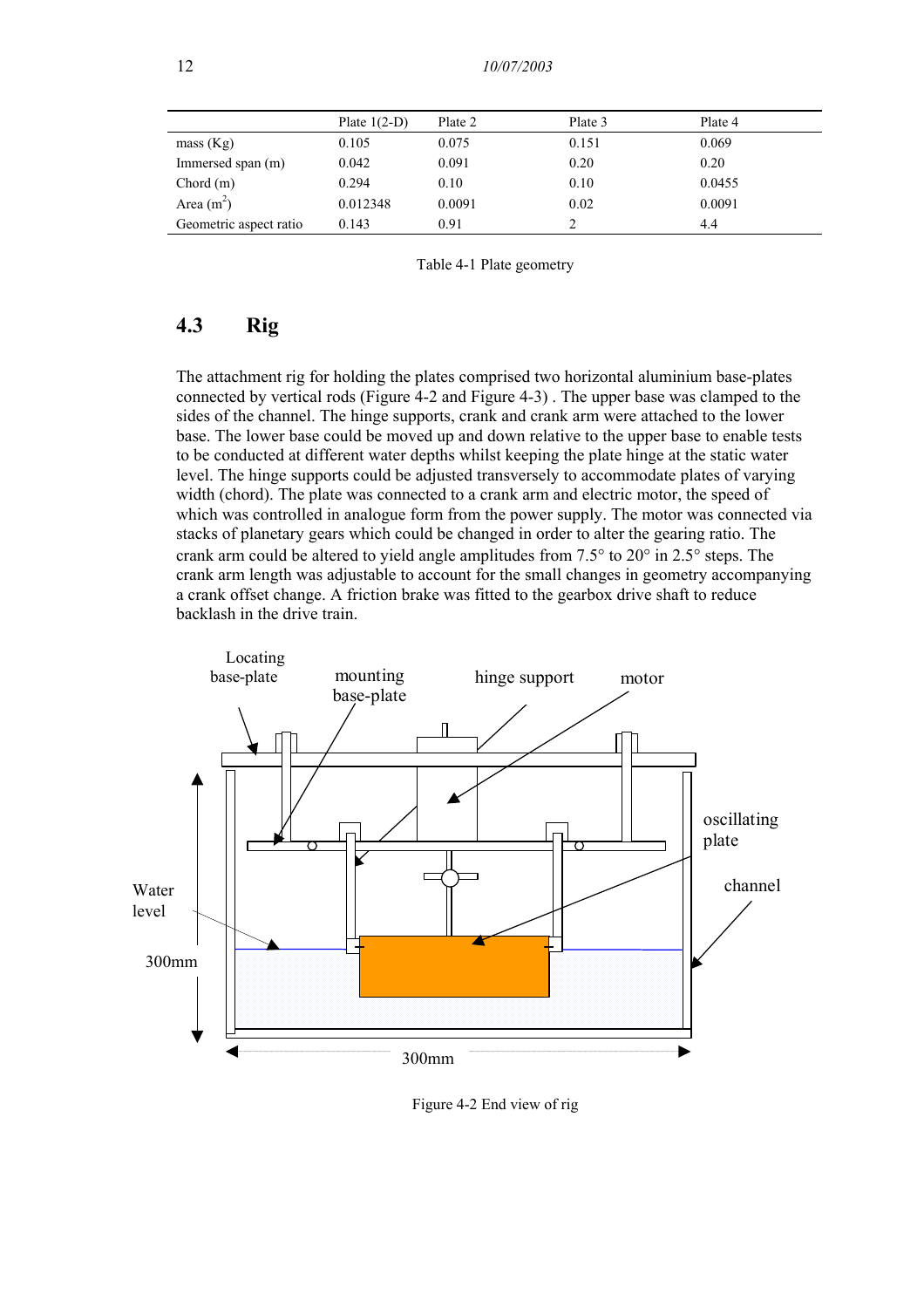| | Plate 1(2-D) | Plate 2 | Plate 3 | Plate 4 |
|---|---|---|---|---|
| mass (Kg) | 0.105 | 0.075 | 0.151 | 0.069 |
| Immersed span (m) | 0.042 | 0.091 | 0.20 | 0.20 |
| Chord (m) | 0.294 | 0.10 | 0.10 | 0.0455 |
| Area ($m^2$) | 0.012348 | 0.0091 | 0.02 | 0.0091 |
| Geometric aspect ratio | 0.143 | 0.91 | 2 | 4.4 |

Table 4-1 Plate geometry

## 4.3 Rig

The attachment rig for holding the plates comprised two horizontal aluminium base-plates connected by vertical rods (Figure 4-2 and Figure 4-3) . The upper base was clamped to the sides of the channel. The hinge supports, crank and crank arm were attached to the lower base. The lower base could be moved up and down relative to the upper base to enable tests to be conducted at different water depths whilst keeping the plate hinge at the static water level. The hinge supports could be adjusted transversely to accommodate plates of varying width (chord). The plate was connected to a crank arm and electric motor, the speed of which was controlled in analogue form from the power supply. The motor was connected via stacks of planetary gears which could be changed in order to alter the gearing ratio. The crank arm could be altered to yield angle amplitudes from 7.5° to 20° in 2.5° steps. The crank arm length was adjustable to account for the small changes in geometry accompanying a crank offset change. A friction brake was fitted to the gearbox drive shaft to reduce backlash in the drive train.

Figure 4-2 End view of rig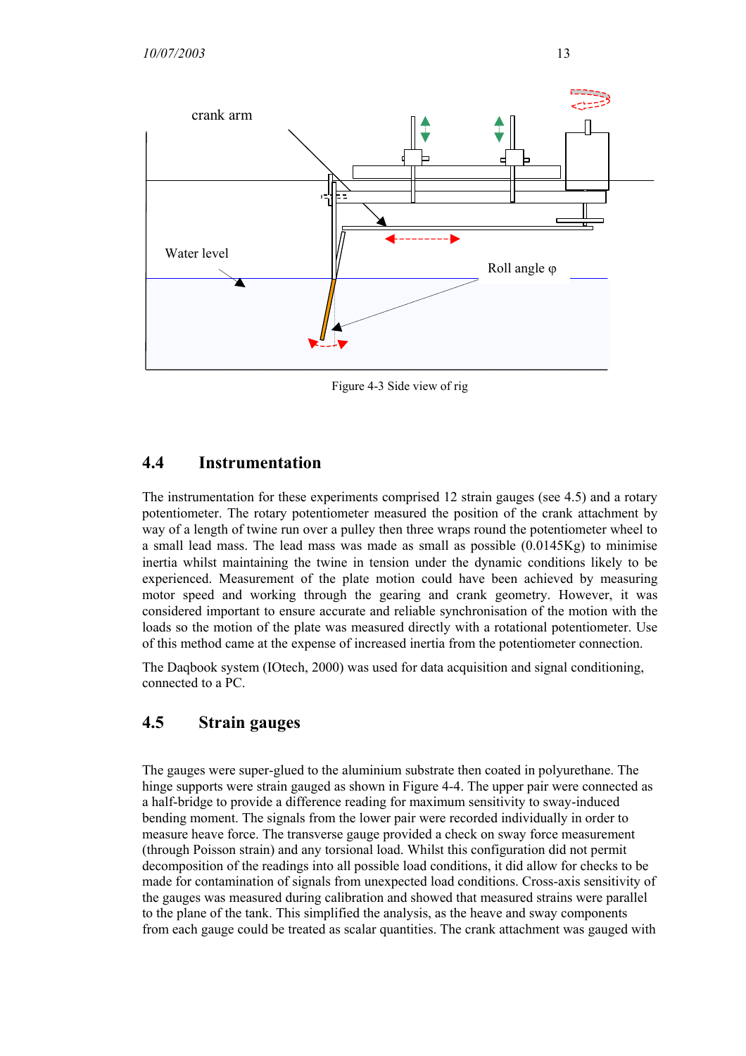crank arm

Water level

Roll angle φ

Figure 4-3 Side view of rig

## 4.4 Instrumentation

The instrumentation for these experiments comprised 12 strain gauges (see 4.5) and a rotary potentiometer. The rotary potentiometer measured the position of the crank attachment by way of a length of twine run over a pulley then three wraps round the potentiometer wheel to a small lead mass. The lead mass was made as small as possible (0.0145Kg) to minimise inertia whilst maintaining the twine in tension under the dynamic conditions likely to be experienced. Measurement of the plate motion could have been achieved by measuring motor speed and working through the gearing and crank geometry. However, it was considered important to ensure accurate and reliable synchronisation of the motion with the loads so the motion of the plate was measured directly with a rotational potentiometer. Use of this method came at the expense of increased inertia from the potentiometer connection.

The Daqbook system (IOtech, 2000) was used for data acquisition and signal conditioning, connected to a PC.

## 4.5 Strain gauges

The gauges were super-glued to the aluminium substrate then coated in polyurethane. The hinge supports were strain gauged as shown in Figure 4-4. The upper pair were connected as a half-bridge to provide a difference reading for maximum sensitivity to sway-induced bending moment. The signals from the lower pair were recorded individually in order to measure heave force. The transverse gauge provided a check on sway force measurement (through Poisson strain) and any torsional load. Whilst this configuration did not permit decomposition of the readings into all possible load conditions, it did allow for checks to be made for contamination of signals from unexpected load conditions. Cross-axis sensitivity of the gauges was measured during calibration and showed that measured strains were parallel to the plane of the tank. This simplified the analysis, as the heave and sway components from each gauge could be treated as scalar quantities. The crank attachment was gauged with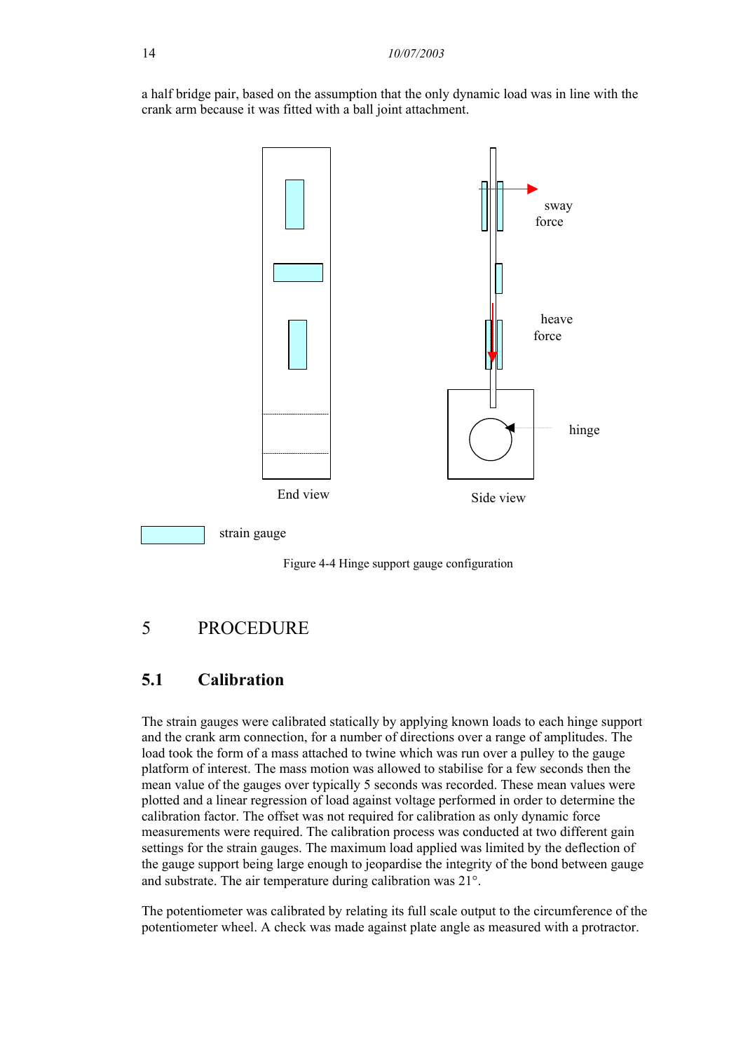a half bridge pair, based on the assumption that the only dynamic load was in line with the crank arm because it was fitted with a ball joint attachment.

End view

Side view

sway force

heave force

hinge

strain gauge

Figure 4-4 Hinge support gauge configuration

# 5 PROCEDURE

## 5.1 Calibration

The strain gauges were calibrated statically by applying known loads to each hinge support and the crank arm connection, for a number of directions over a range of amplitudes. The load took the form of a mass attached to twine which was run over a pulley to the gauge platform of interest. The mass motion was allowed to stabilise for a few seconds then the mean value of the gauges over typically 5 seconds was recorded. These mean values were plotted and a linear regression of load against voltage performed in order to determine the calibration factor. The offset was not required for calibration as only dynamic force measurements were required. The calibration process was conducted at two different gain settings for the strain gauges. The maximum load applied was limited by the deflection of the gauge support being large enough to jeopardise the integrity of the bond between gauge and substrate. The air temperature during calibration was 21°.

The potentiometer was calibrated by relating its full scale output to the circumference of the potentiometer wheel. A check was made against plate angle as measured with a protractor.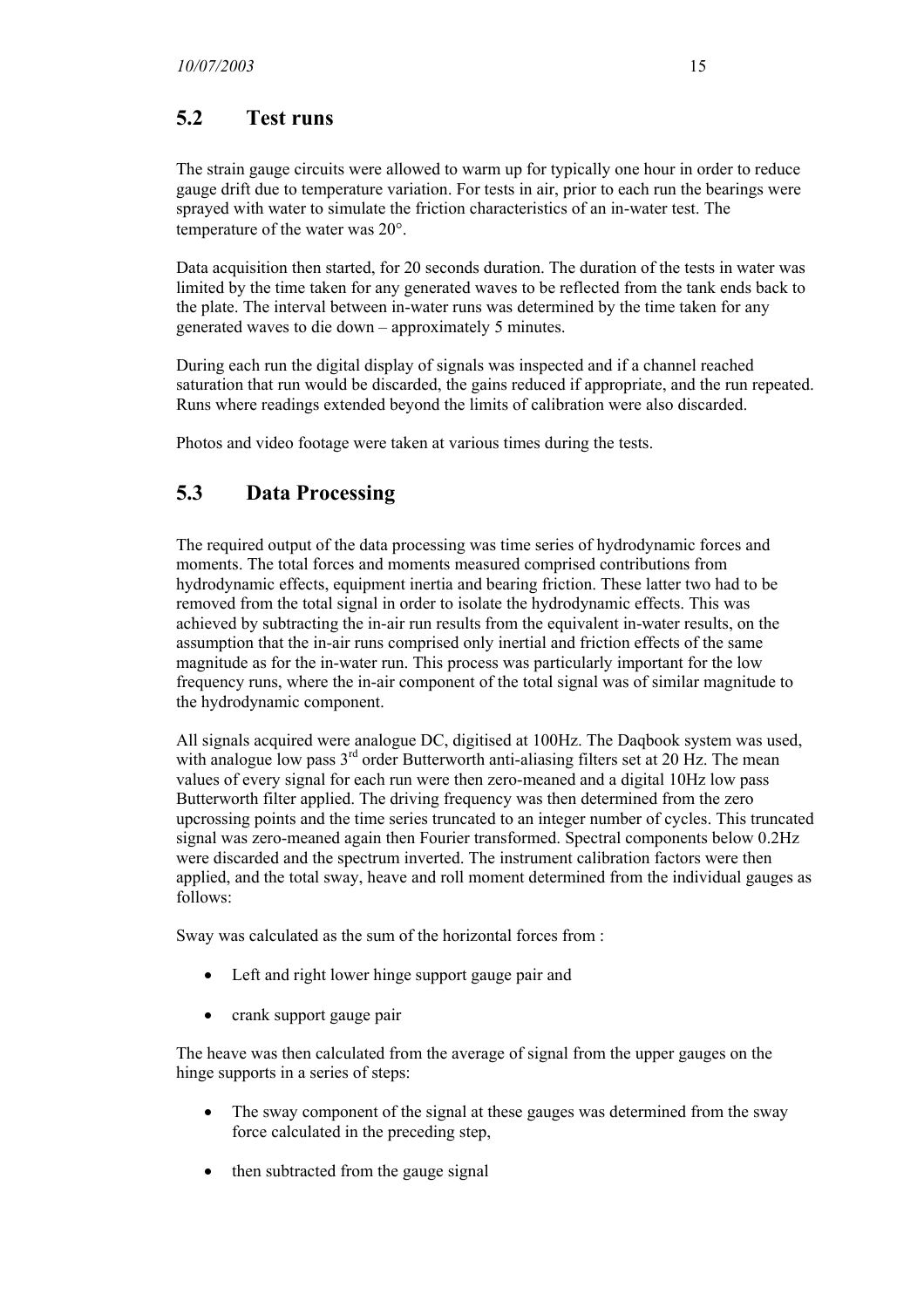## 5.2 Test runs

The strain gauge circuits were allowed to warm up for typically one hour in order to reduce gauge drift due to temperature variation. For tests in air, prior to each run the bearings were sprayed with water to simulate the friction characteristics of an in-water test. The temperature of the water was 20°.

Data acquisition then started, for 20 seconds duration. The duration of the tests in water was limited by the time taken for any generated waves to be reflected from the tank ends back to the plate. The interval between in-water runs was determined by the time taken for any generated waves to die down – approximately 5 minutes.

During each run the digital display of signals was inspected and if a channel reached saturation that run would be discarded, the gains reduced if appropriate, and the run repeated. Runs where readings extended beyond the limits of calibration were also discarded.

Photos and video footage were taken at various times during the tests.

## 5.3 Data Processing

The required output of the data processing was time series of hydrodynamic forces and moments. The total forces and moments measured comprised contributions from hydrodynamic effects, equipment inertia and bearing friction. These latter two had to be removed from the total signal in order to isolate the hydrodynamic effects. This was achieved by subtracting the in-air run results from the equivalent in-water results, on the assumption that the in-air runs comprised only inertial and friction effects of the same magnitude as for the in-water run. This process was particularly important for the low frequency runs, where the in-air component of the total signal was of similar magnitude to the hydrodynamic component.

All signals acquired were analogue DC, digitised at 100Hz. The Daqbook system was used, with analogue low pass 3rd order Butterworth anti-aliasing filters set at 20 Hz. The mean values of every signal for each run were then zero-meaned and a digital 10Hz low pass Butterworth filter applied. The driving frequency was then determined from the zero upcrossing points and the time series truncated to an integer number of cycles. This truncated signal was zero-meaned again then Fourier transformed. Spectral components below 0.2Hz were discarded and the spectrum inverted. The instrument calibration factors were then applied, and the total sway, heave and roll moment determined from the individual gauges as follows:

Sway was calculated as the sum of the horizontal forces from :

- Left and right lower hinge support gauge pair and
- crank support gauge pair

The heave was then calculated from the average of signal from the upper gauges on the hinge supports in a series of steps:

- The sway component of the signal at these gauges was determined from the sway force calculated in the preceding step,
- then subtracted from the gauge signal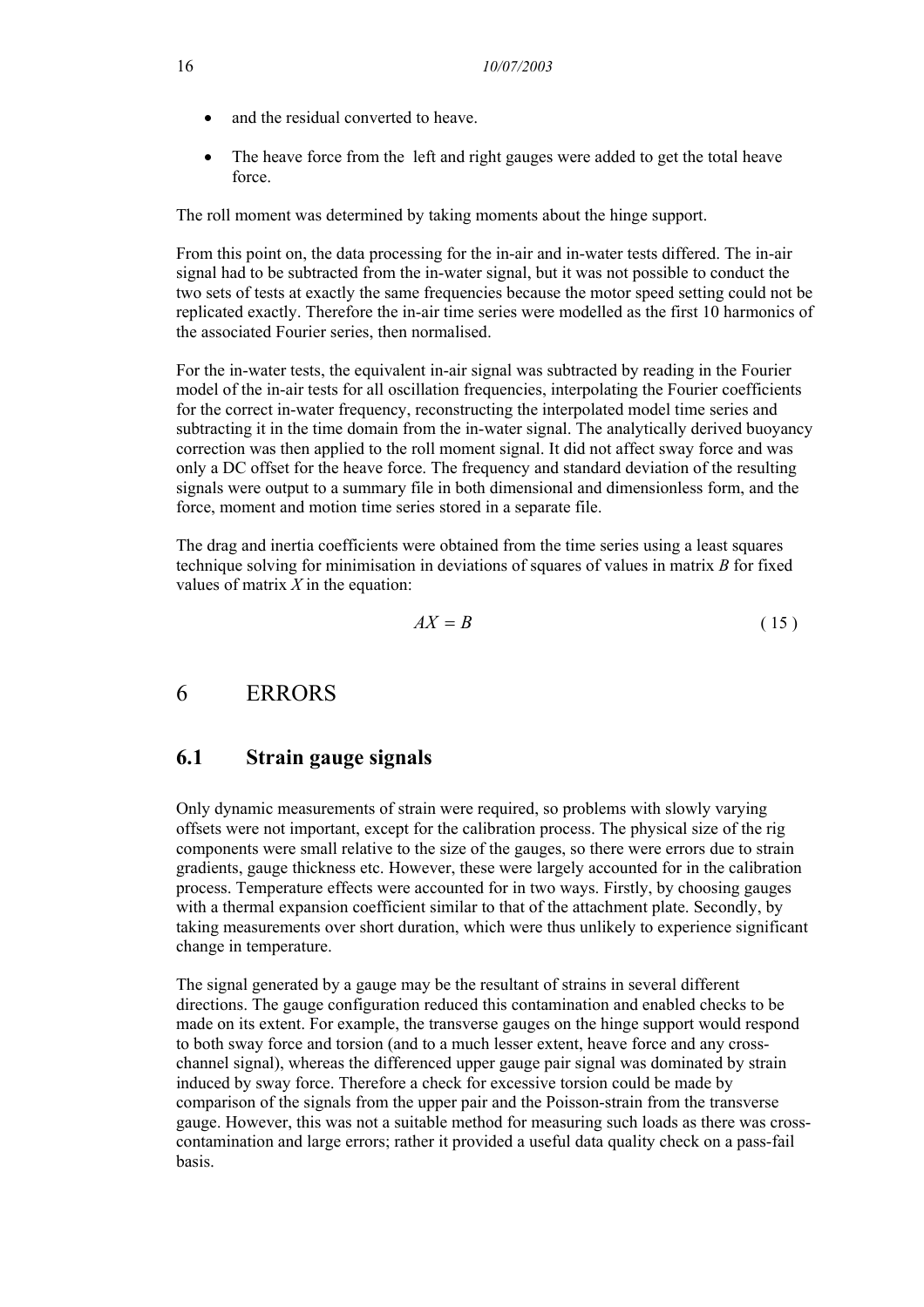- and the residual converted to heave.

- The heave force from the left and right gauges were added to get the total heave force.

The roll moment was determined by taking moments about the hinge support.

From this point on, the data processing for the in-air and in-water tests differed. The in-air signal had to be subtracted from the in-water signal, but it was not possible to conduct the two sets of tests at exactly the same frequencies because the motor speed setting could not be replicated exactly. Therefore the in-air time series were modelled as the first 10 harmonics of the associated Fourier series, then normalised.

For the in-water tests, the equivalent in-air signal was subtracted by reading in the Fourier model of the in-air tests for all oscillation frequencies, interpolating the Fourier coefficients for the correct in-water frequency, reconstructing the interpolated model time series and subtracting it in the time domain from the in-water signal. The analytically derived buoyancy correction was then applied to the roll moment signal. It did not affect sway force and was only a DC offset for the heave force. The frequency and standard deviation of the resulting signals were output to a summary file in both dimensional and dimensionless form, and the force, moment and motion time series stored in a separate file.

The drag and inertia coefficients were obtained from the time series using a least squares technique solving for minimisation in deviations of squares of values in matrix $B$ for fixed values of matrix $X$ in the equation:

$$AX = B \tag{15}$$

# 6 ERRORS

## 6.1 Strain gauge signals

Only dynamic measurements of strain were required, so problems with slowly varying offsets were not important, except for the calibration process. The physical size of the rig components were small relative to the size of the gauges, so there were errors due to strain gradients, gauge thickness etc. However, these were largely accounted for in the calibration process. Temperature effects were accounted for in two ways. Firstly, by choosing gauges with a thermal expansion coefficient similar to that of the attachment plate. Secondly, by taking measurements over short duration, which were thus unlikely to experience significant change in temperature.

The signal generated by a gauge may be the resultant of strains in several different directions. The gauge configuration reduced this contamination and enabled checks to be made on its extent. For example, the transverse gauges on the hinge support would respond to both sway force and torsion (and to a much lesser extent, heave force and any cross-channel signal), whereas the differenced upper gauge pair signal was dominated by strain induced by sway force. Therefore a check for excessive torsion could be made by comparison of the signals from the upper pair and the Poisson-strain from the transverse gauge. However, this was not a suitable method for measuring such loads as there was cross-contamination and large errors; rather it provided a useful data quality check on a pass-fail basis.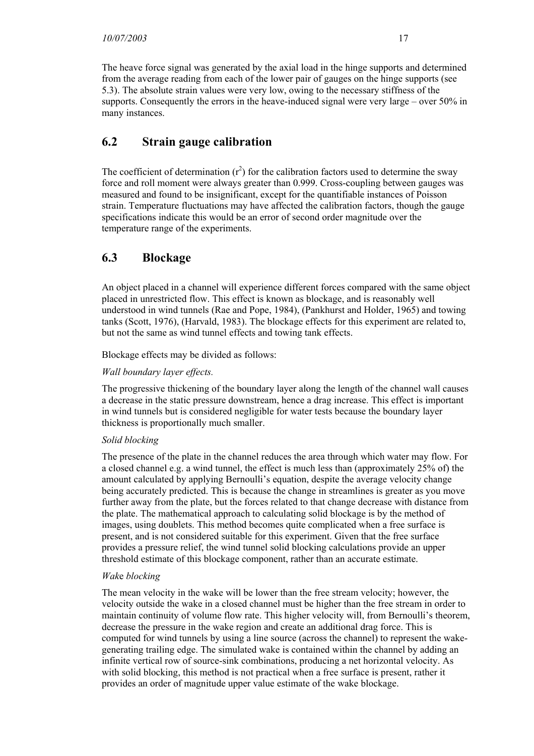The heave force signal was generated by the axial load in the hinge supports and determined from the average reading from each of the lower pair of gauges on the hinge supports (see 5.3). The absolute strain values were very low, owing to the necessary stiffness of the supports. Consequently the errors in the heave-induced signal were very large – over 50% in many instances.

## 6.2 Strain gauge calibration

The coefficient of determination ($r^2$) for the calibration factors used to determine the sway force and roll moment were always greater than 0.999. Cross-coupling between gauges was measured and found to be insignificant, except for the quantifiable instances of Poisson strain. Temperature fluctuations may have affected the calibration factors, though the gauge specifications indicate this would be an error of second order magnitude over the temperature range of the experiments.

## 6.3 Blockage

An object placed in a channel will experience different forces compared with the same object placed in unrestricted flow. This effect is known as blockage, and is reasonably well understood in wind tunnels (Rae and Pope, 1984), (Pankhurst and Holder, 1965) and towing tanks (Scott, 1976), (Harvald, 1983). The blockage effects for this experiment are related to, but not the same as wind tunnel effects and towing tank effects.

Blockage effects may be divided as follows:

*Wall boundary layer effects.*

The progressive thickening of the boundary layer along the length of the channel wall causes a decrease in the static pressure downstream, hence a drag increase. This effect is important in wind tunnels but is considered negligible for water tests because the boundary layer thickness is proportionally much smaller.

*Solid blocking*

The presence of the plate in the channel reduces the area through which water may flow. For a closed channel e.g. a wind tunnel, the effect is much less than (approximately 25% of) the amount calculated by applying Bernoulli's equation, despite the average velocity change being accurately predicted. This is because the change in streamlines is greater as you move further away from the plate, but the forces related to that change decrease with distance from the plate. The mathematical approach to calculating solid blockage is by the method of images, using doublets. This method becomes quite complicated when a free surface is present, and is not considered suitable for this experiment. Given that the free surface provides a pressure relief, the wind tunnel solid blocking calculations provide an upper threshold estimate of this blockage component, rather than an accurate estimate.

*Wake blocking*

The mean velocity in the wake will be lower than the free stream velocity; however, the velocity outside the wake in a closed channel must be higher than the free stream in order to maintain continuity of volume flow rate. This higher velocity will, from Bernoulli's theorem, decrease the pressure in the wake region and create an additional drag force. This is computed for wind tunnels by using a line source (across the channel) to represent the wake-generating trailing edge. The simulated wake is contained within the channel by adding an infinite vertical row of source-sink combinations, producing a net horizontal velocity. As with solid blocking, this method is not practical when a free surface is present, rather it provides an order of magnitude upper value estimate of the wake blockage.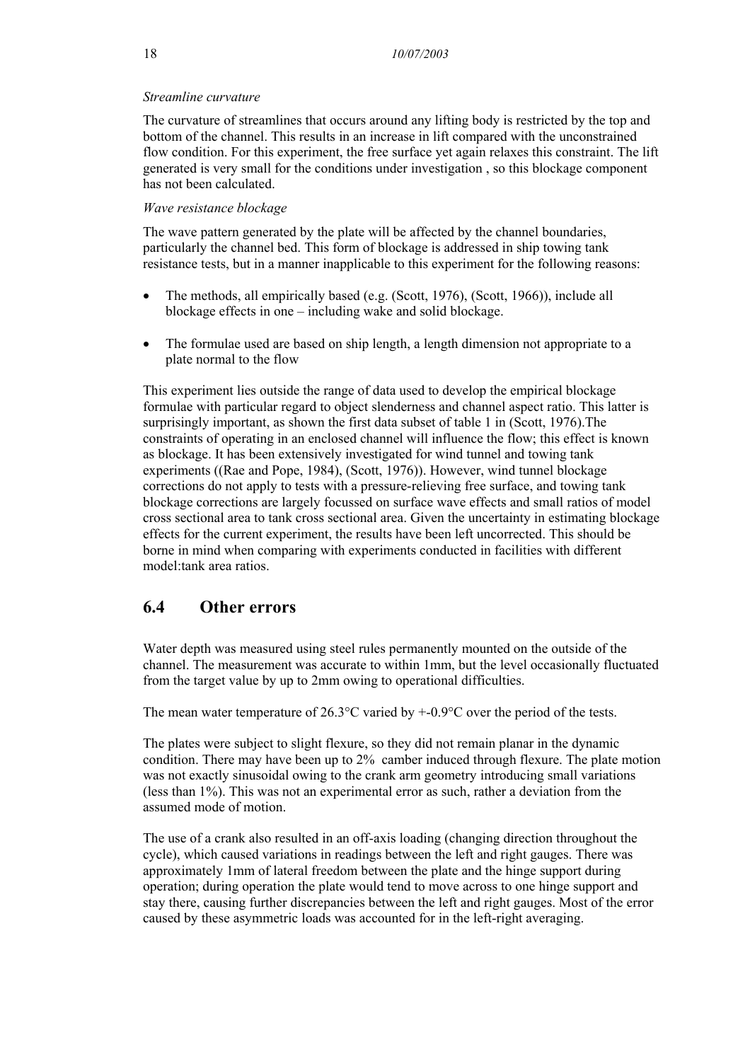*Streamline curvature*

The curvature of streamlines that occurs around any lifting body is restricted by the top and bottom of the channel. This results in an increase in lift compared with the unconstrained flow condition. For this experiment, the free surface yet again relaxes this constraint. The lift generated is very small for the conditions under investigation , so this blockage component has not been calculated.

*Wave resistance blockage*

The wave pattern generated by the plate will be affected by the channel boundaries, particularly the channel bed. This form of blockage is addressed in ship towing tank resistance tests, but in a manner inapplicable to this experiment for the following reasons:

- The methods, all empirically based (e.g. (Scott, 1976), (Scott, 1966)), include all blockage effects in one – including wake and solid blockage.

- The formulae used are based on ship length, a length dimension not appropriate to a plate normal to the flow

This experiment lies outside the range of data used to develop the empirical blockage formulae with particular regard to object slenderness and channel aspect ratio. This latter is surprisingly important, as shown the first data subset of table 1 in (Scott, 1976).The constraints of operating in an enclosed channel will influence the flow; this effect is known as blockage. It has been extensively investigated for wind tunnel and towing tank experiments ((Rae and Pope, 1984), (Scott, 1976)). However, wind tunnel blockage corrections do not apply to tests with a pressure-relieving free surface, and towing tank blockage corrections are largely focussed on surface wave effects and small ratios of model cross sectional area to tank cross sectional area. Given the uncertainty in estimating blockage effects for the current experiment, the results have been left uncorrected. This should be borne in mind when comparing with experiments conducted in facilities with different model:tank area ratios.

## 6.4 Other errors

Water depth was measured using steel rules permanently mounted on the outside of the channel. The measurement was accurate to within 1mm, but the level occasionally fluctuated from the target value by up to 2mm owing to operational difficulties.

The mean water temperature of 26.3°C varied by +-0.9°C over the period of the tests.

The plates were subject to slight flexure, so they did not remain planar in the dynamic condition. There may have been up to 2% camber induced through flexure. The plate motion was not exactly sinusoidal owing to the crank arm geometry introducing small variations (less than 1%). This was not an experimental error as such, rather a deviation from the assumed mode of motion.

The use of a crank also resulted in an off-axis loading (changing direction throughout the cycle), which caused variations in readings between the left and right gauges. There was approximately 1mm of lateral freedom between the plate and the hinge support during operation; during operation the plate would tend to move across to one hinge support and stay there, causing further discrepancies between the left and right gauges. Most of the error caused by these asymmetric loads was accounted for in the left-right averaging.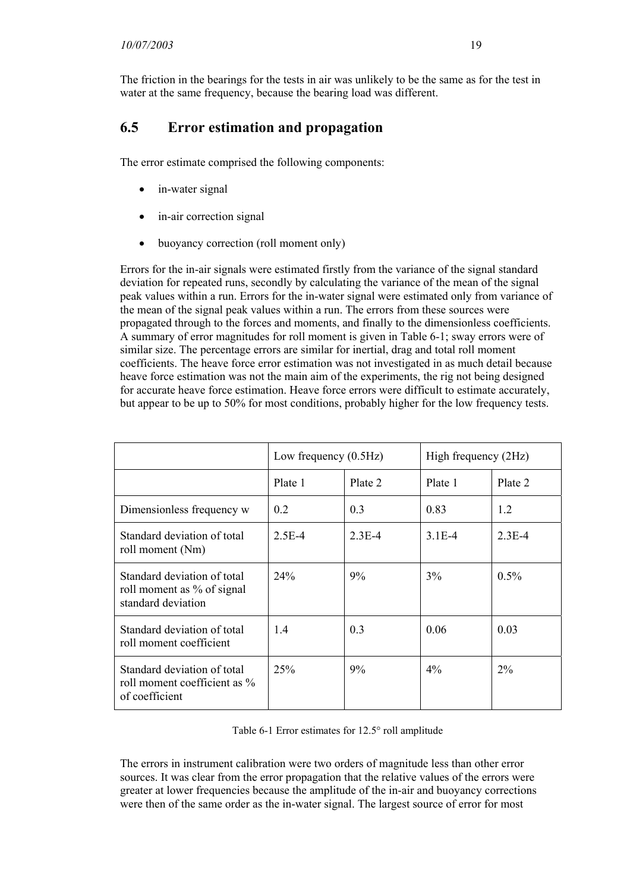The friction in the bearings for the tests in air was unlikely to be the same as for the test in water at the same frequency, because the bearing load was different.

## 6.5 Error estimation and propagation

The error estimate comprised the following components:

- in-water signal
- in-air correction signal
- buoyancy correction (roll moment only)

Errors for the in-air signals were estimated firstly from the variance of the signal standard deviation for repeated runs, secondly by calculating the variance of the mean of the signal peak values within a run. Errors for the in-water signal were estimated only from variance of the mean of the signal peak values within a run. The errors from these sources were propagated through to the forces and moments, and finally to the dimensionless coefficients. A summary of error magnitudes for roll moment is given in Table 6-1; sway errors were of similar size. The percentage errors are similar for inertial, drag and total roll moment coefficients. The heave force error estimation was not investigated in as much detail because heave force estimation was not the main aim of the experiments, the rig not being designed for accurate heave force estimation. Heave force errors were difficult to estimate accurately, but appear to be up to 50% for most conditions, probably higher for the low frequency tests.

| | Low frequency (0.5Hz) | | High frequency (2Hz) | |
|---|---|---|---|---|
| | Plate 1 | Plate 2 | Plate 1 | Plate 2 |
| Dimensionless frequency w | 0.2 | 0.3 | 0.83 | 1.2 |
| Standard deviation of total roll moment (Nm) | 2.5E-4 | 2.3E-4 | 3.1E-4 | 2.3E-4 |
| Standard deviation of total roll moment as % of signal standard deviation | 24% | 9% | 3% | 0.5% |
| Standard deviation of total roll moment coefficient | 1.4 | 0.3 | 0.06 | 0.03 |
| Standard deviation of total roll moment coefficient as % of coefficient | 25% | 9% | 4% | 2% |

Table 6-1 Error estimates for 12.5° roll amplitude

The errors in instrument calibration were two orders of magnitude less than other error sources. It was clear from the error propagation that the relative values of the errors were greater at lower frequencies because the amplitude of the in-air and buoyancy corrections were then of the same order as the in-water signal. The largest source of error for most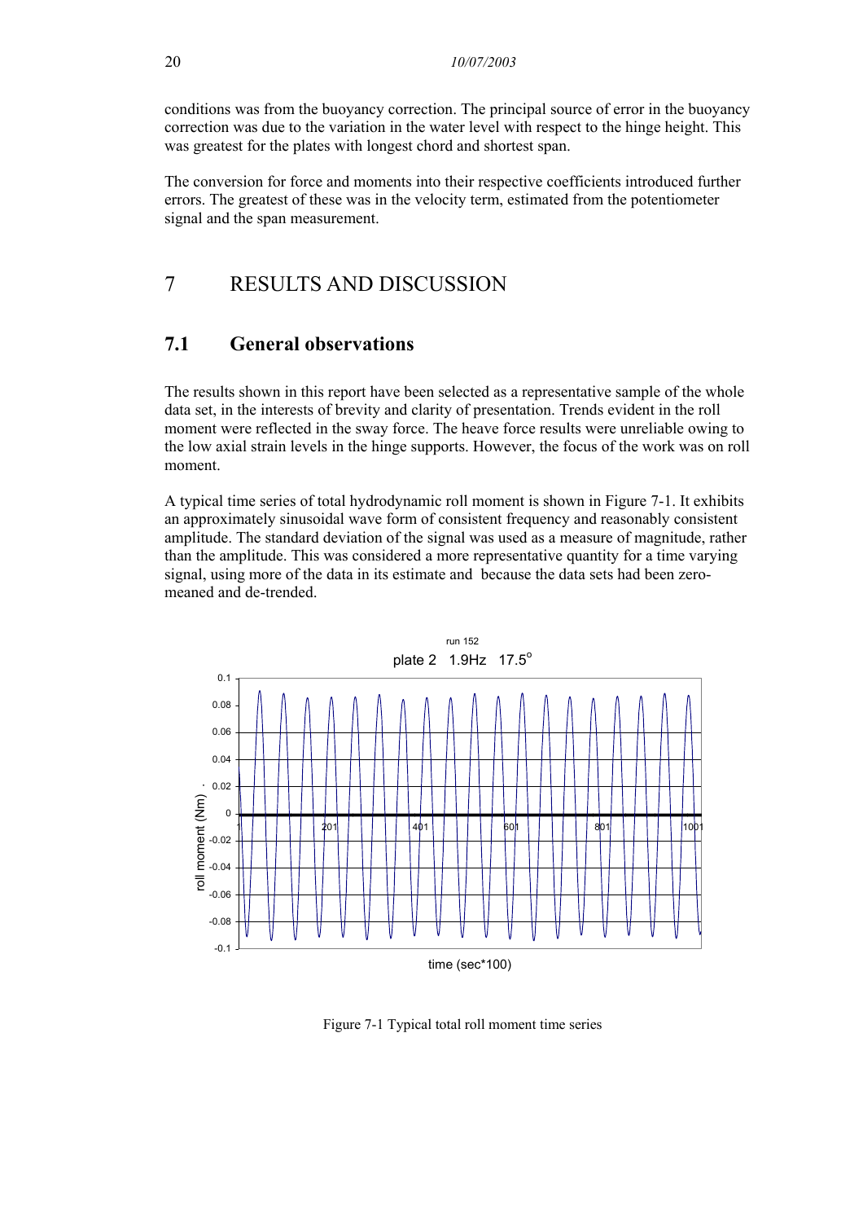conditions was from the buoyancy correction. The principal source of error in the buoyancy correction was due to the variation in the water level with respect to the hinge height. This was greatest for the plates with longest chord and shortest span.

The conversion for force and moments into their respective coefficients introduced further errors. The greatest of these was in the velocity term, estimated from the potentiometer signal and the span measurement.

# 7 RESULTS AND DISCUSSION

## 7.1 General observations

The results shown in this report have been selected as a representative sample of the whole data set, in the interests of brevity and clarity of presentation. Trends evident in the roll moment were reflected in the sway force. The heave force results were unreliable owing to the low axial strain levels in the hinge supports. However, the focus of the work was on roll moment.

A typical time series of total hydrodynamic roll moment is shown in Figure 7-1. It exhibits an approximately sinusoidal wave form of consistent frequency and reasonably consistent amplitude. The standard deviation of the signal was used as a measure of magnitude, rather than the amplitude. This was considered a more representative quantity for a time varying signal, using more of the data in its estimate and because the data sets had been zero-meaned and de-trended.

Figure 7-1 Typical total roll moment time series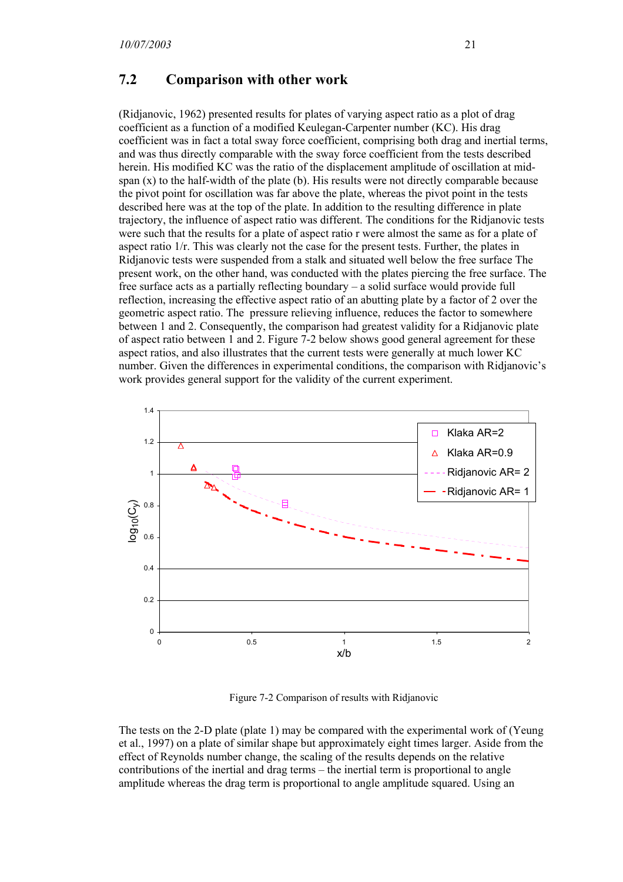## 7.2 Comparison with other work

(Ridjanovic, 1962) presented results for plates of varying aspect ratio as a plot of drag coefficient as a function of a modified Keulegan-Carpenter number (KC). His drag coefficient was in fact a total sway force coefficient, comprising both drag and inertial terms, and was thus directly comparable with the sway force coefficient from the tests described herein. His modified KC was the ratio of the displacement amplitude of oscillation at mid-span (x) to the half-width of the plate (b). His results were not directly comparable because the pivot point for oscillation was far above the plate, whereas the pivot point in the tests described here was at the top of the plate. In addition to the resulting difference in plate trajectory, the influence of aspect ratio was different. The conditions for the Ridjanovic tests were such that the results for a plate of aspect ratio r were almost the same as for a plate of aspect ratio 1/r. This was clearly not the case for the present tests. Further, the plates in Ridjanovic tests were suspended from a stalk and situated well below the free surface The present work, on the other hand, was conducted with the plates piercing the free surface. The free surface acts as a partially reflecting boundary – a solid surface would provide full reflection, increasing the effective aspect ratio of an abutting plate by a factor of 2 over the geometric aspect ratio. The  pressure relieving influence, reduces the factor to somewhere between 1 and 2. Consequently, the comparison had greatest validity for a Ridjanovic plate of aspect ratio between 1 and 2. Figure 7-2 below shows good general agreement for these aspect ratios, and also illustrates that the current tests were generally at much lower KC number. Given the differences in experimental conditions, the comparison with Ridjanovic's work provides general support for the validity of the current experiment.

Figure 7-2 Comparison of results with Ridjanovic

The tests on the 2-D plate (plate 1) may be compared with the experimental work of (Yeung et al., 1997) on a plate of similar shape but approximately eight times larger. Aside from the effect of Reynolds number change, the scaling of the results depends on the relative contributions of the inertial and drag terms – the inertial term is proportional to angle amplitude whereas the drag term is proportional to angle amplitude squared. Using an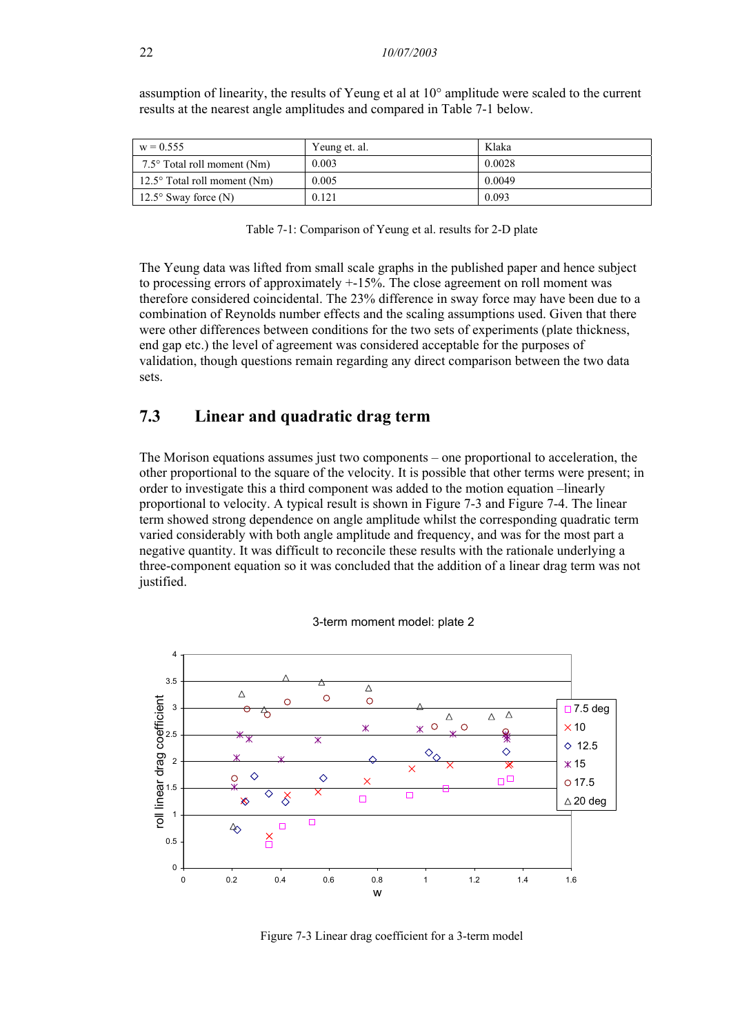assumption of linearity, the results of Yeung et al at 10° amplitude were scaled to the current results at the nearest angle amplitudes and compared in Table 7-1 below.

| w = 0.555 | Yeung et. al. | Klaka |
|---|---|---|
| 7.5° Total roll moment (Nm) | 0.003 | 0.0028 |
| 12.5° Total roll moment (Nm) | 0.005 | 0.0049 |
| 12.5° Sway force (N) | 0.121 | 0.093 |

Table 7-1: Comparison of Yeung et al. results for 2-D plate

The Yeung data was lifted from small scale graphs in the published paper and hence subject to processing errors of approximately +-15%. The close agreement on roll moment was therefore considered coincidental. The 23% difference in sway force may have been due to a combination of Reynolds number effects and the scaling assumptions used. Given that there were other differences between conditions for the two sets of experiments (plate thickness, end gap etc.) the level of agreement was considered acceptable for the purposes of validation, though questions remain regarding any direct comparison between the two data sets.

## 7.3 Linear and quadratic drag term

The Morison equations assumes just two components – one proportional to acceleration, the other proportional to the square of the velocity. It is possible that other terms were present; in order to investigate this a third component was added to the motion equation –linearly proportional to velocity. A typical result is shown in Figure 7-3 and Figure 7-4. The linear term showed strong dependence on angle amplitude whilst the corresponding quadratic term varied considerably with both angle amplitude and frequency, and was for the most part a negative quantity. It was difficult to reconcile these results with the rationale underlying a three-component equation so it was concluded that the addition of a linear drag term was not justified.

Figure 7-3 Linear drag coefficient for a 3-term model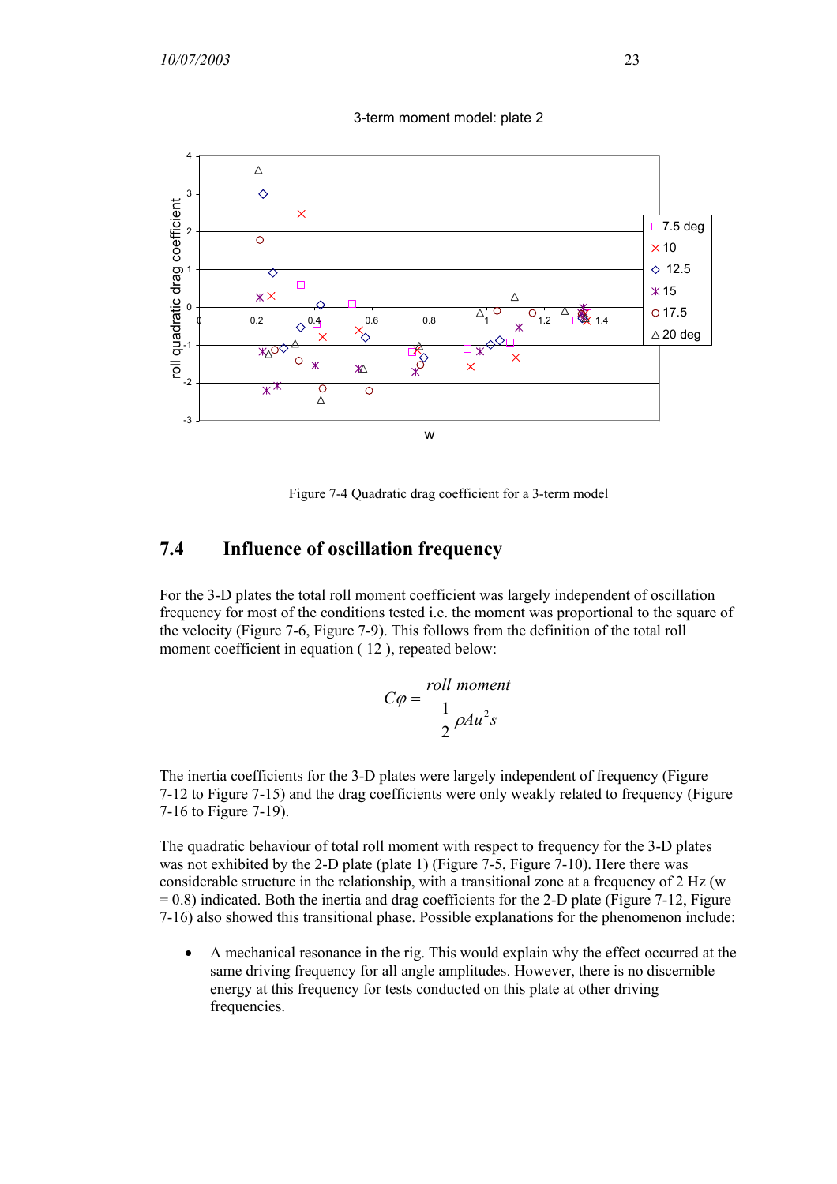Figure 7-4 Quadratic drag coefficient for a 3-term model

## 7.4 Influence of oscillation frequency

For the 3-D plates the total roll moment coefficient was largely independent of oscillation frequency for most of the conditions tested i.e. the moment was proportional to the square of the velocity (Figure 7-6, Figure 7-9). This follows from the definition of the total roll moment coefficient in equation ( 12 ), repeated below:

$$C\varphi = \frac{roll\ moment}{\frac{1}{2}\rho A u^2 s}$$

The inertia coefficients for the 3-D plates were largely independent of frequency (Figure 7-12 to Figure 7-15) and the drag coefficients were only weakly related to frequency (Figure 7-16 to Figure 7-19).

The quadratic behaviour of total roll moment with respect to frequency for the 3-D plates was not exhibited by the 2-D plate (plate 1) (Figure 7-5, Figure 7-10). Here there was considerable structure in the relationship, with a transitional zone at a frequency of 2 Hz (w = 0.8) indicated. Both the inertia and drag coefficients for the 2-D plate (Figure 7-12, Figure 7-16) also showed this transitional phase. Possible explanations for the phenomenon include:

- A mechanical resonance in the rig. This would explain why the effect occurred at the same driving frequency for all angle amplitudes. However, there is no discernible energy at this frequency for tests conducted on this plate at other driving frequencies.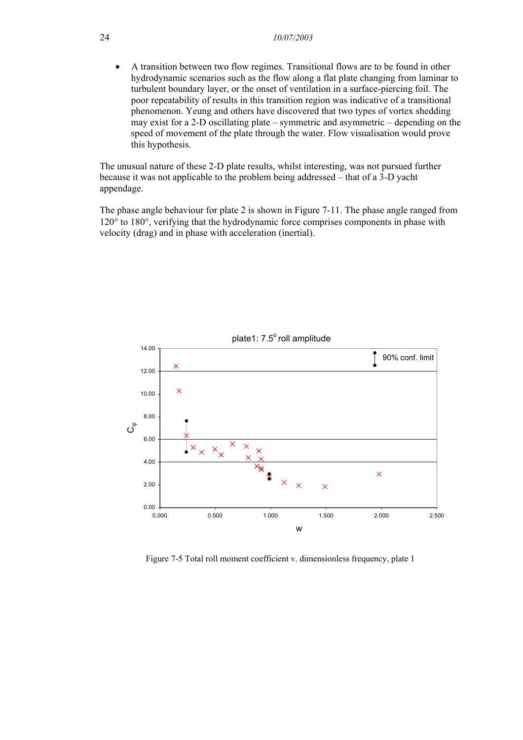- A transition between two flow regimes. Transitional flows are to be found in other hydrodynamic scenarios such as the flow along a flat plate changing from laminar to turbulent boundary layer, or the onset of ventilation in a surface-piercing foil. The poor repeatability of results in this transition region was indicative of a transitional phenomenon. Yeung and others have discovered that two types of vortex shedding may exist for a 2-D oscillating plate – symmetric and asymmetric – depending on the speed of movement of the plate through the water. Flow visualisation would prove this hypothesis.

The unusual nature of these 2-D plate results, whilst interesting, was not pursued further because it was not applicable to the problem being addressed – that of a 3-D yacht appendage.

The phase angle behaviour for plate 2 is shown in Figure 7-11. The phase angle ranged from 120° to 180°, verifying that the hydrodynamic force comprises components in phase with velocity (drag) and in phase with acceleration (inertial).

Figure 7-5 Total roll moment coefficient v. dimensionless frequency, plate 1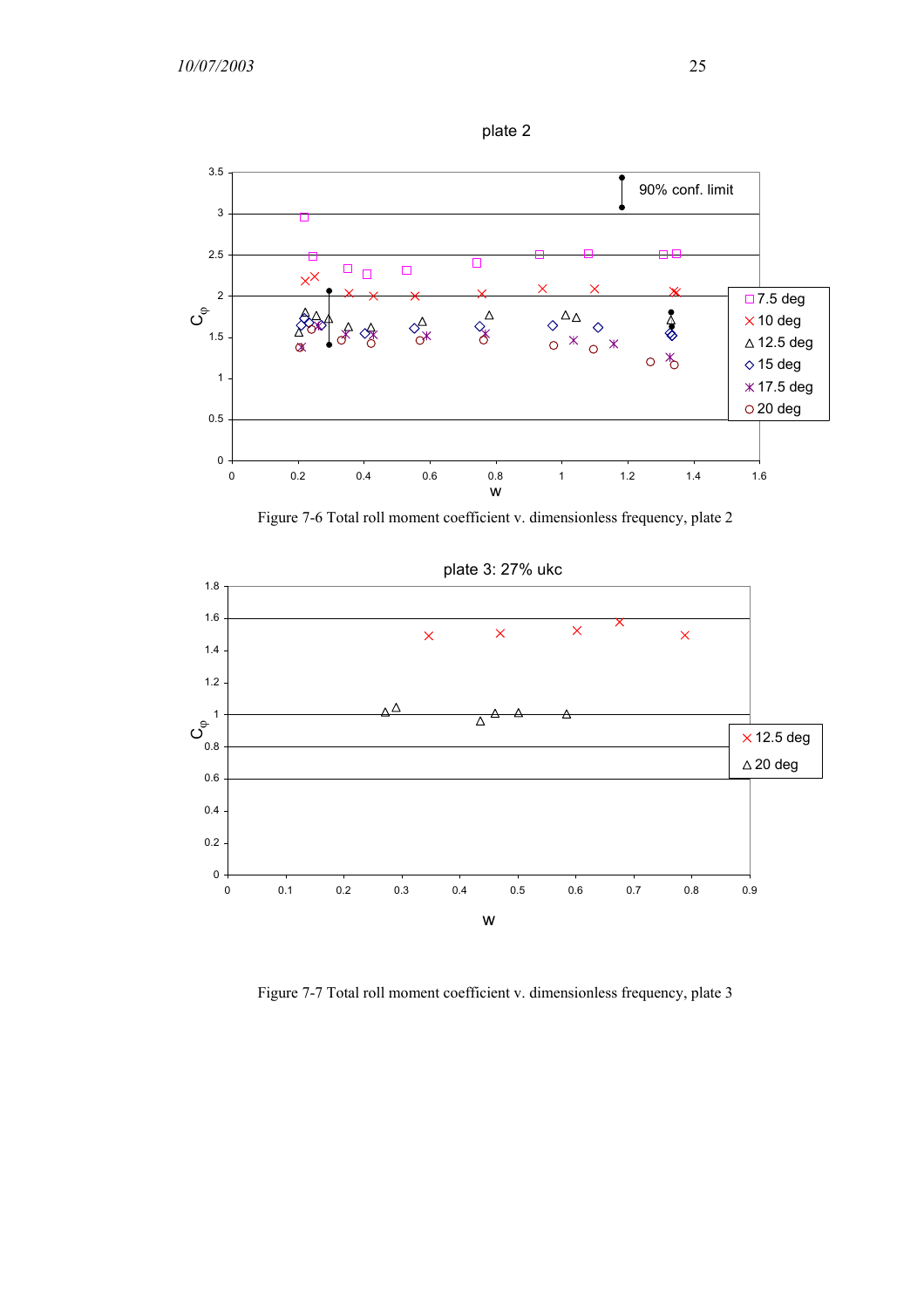Figure 7-6 Total roll moment coefficient v. dimensionless frequency, plate 2

Figure 7-7 Total roll moment coefficient v. dimensionless frequency, plate 3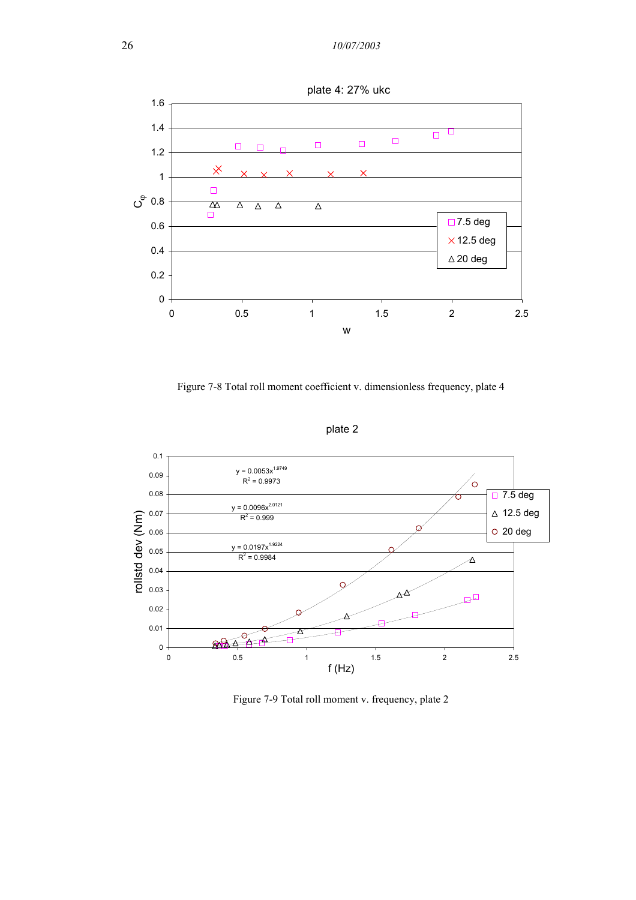Figure 7-8 Total roll moment coefficient v. dimensionless frequency, plate 4

Figure 7-9 Total roll moment v. frequency, plate 2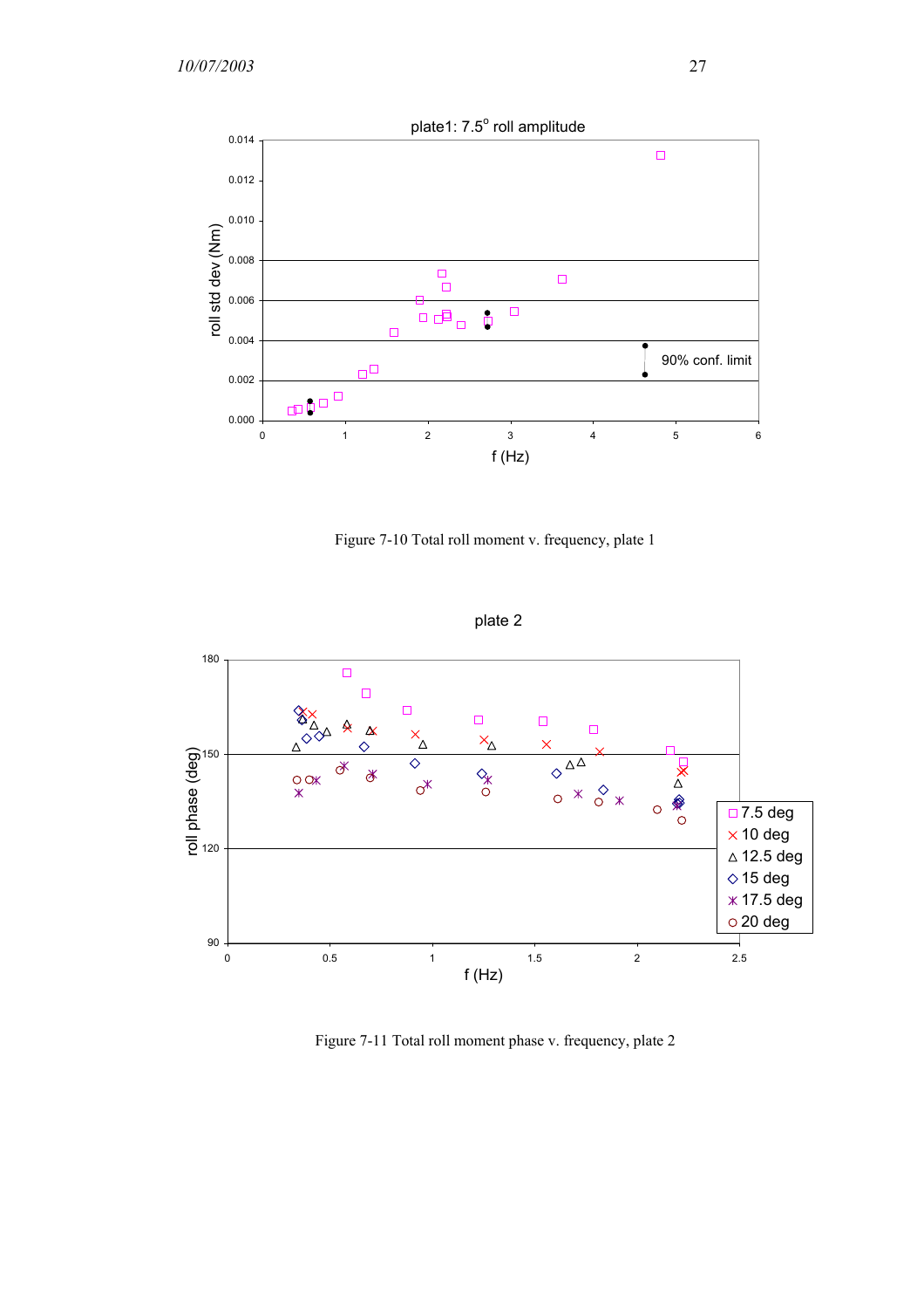Figure 7-10 Total roll moment v. frequency, plate 1

Figure 7-11 Total roll moment phase v. frequency, plate 2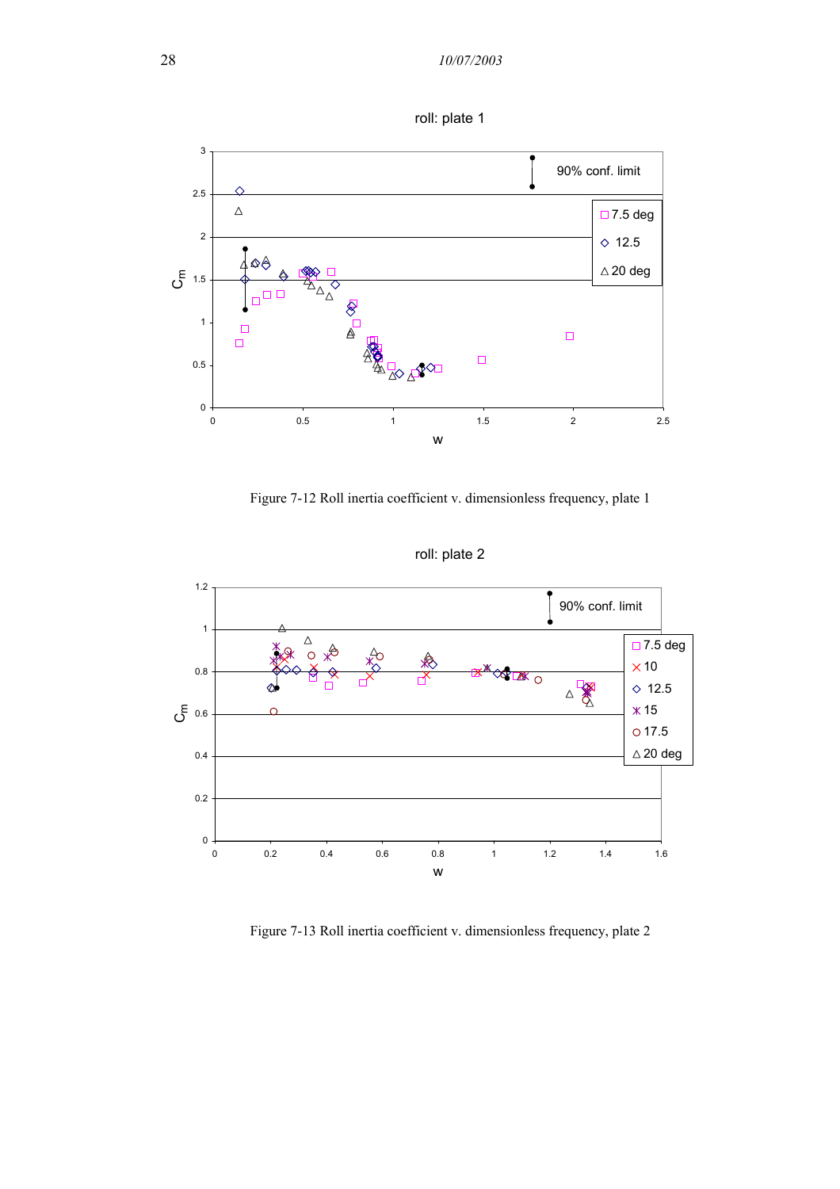Figure 7-12 Roll inertia coefficient v. dimensionless frequency, plate 1

Figure 7-13 Roll inertia coefficient v. dimensionless frequency, plate 2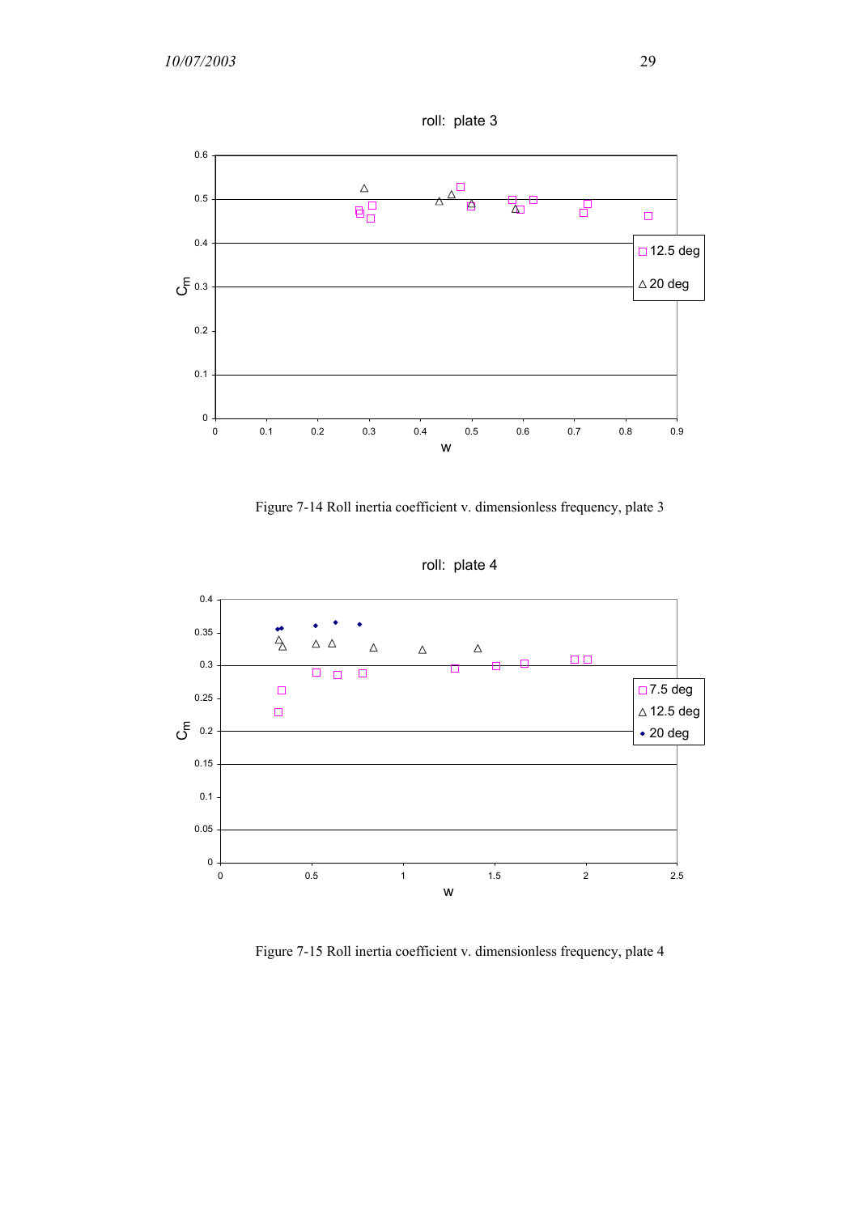Figure 7-14 Roll inertia coefficient v. dimensionless frequency, plate 3

Figure 7-15 Roll inertia coefficient v. dimensionless frequency, plate 4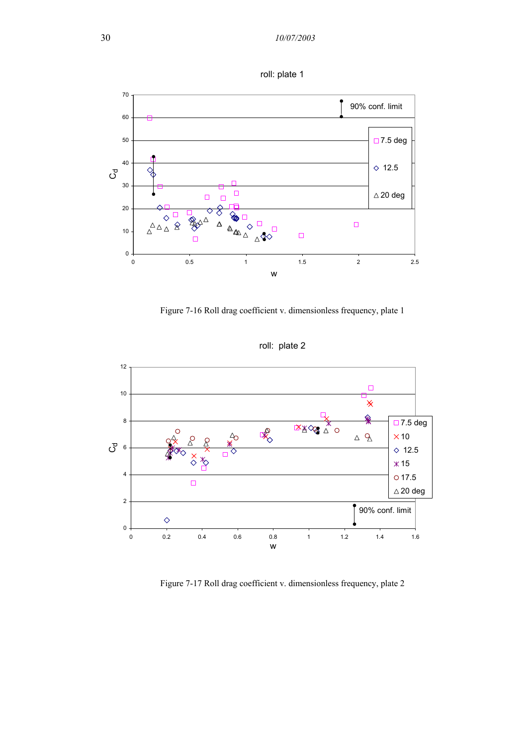Figure 7-16 Roll drag coefficient v. dimensionless frequency, plate 1

Figure 7-17 Roll drag coefficient v. dimensionless frequency, plate 2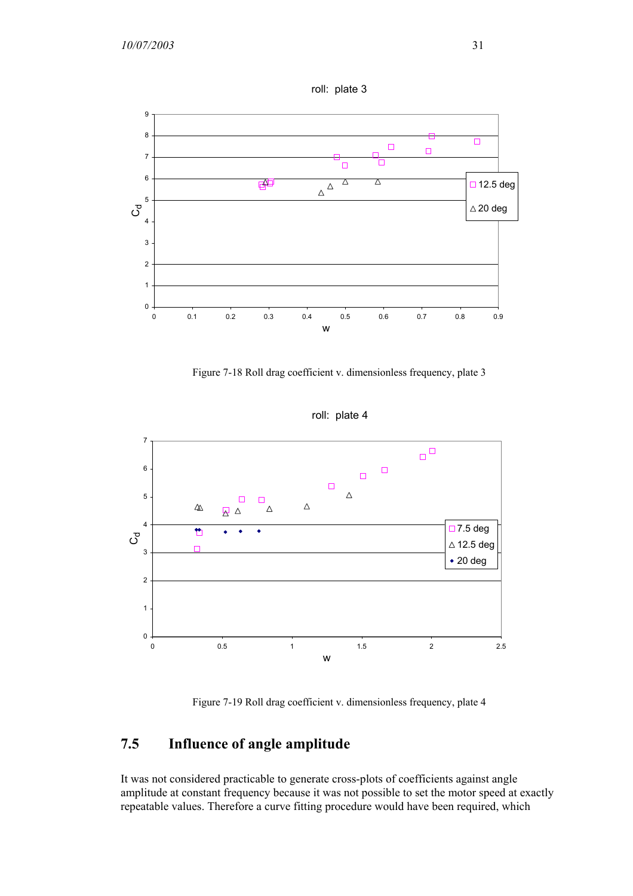Figure 7-18 Roll drag coefficient v. dimensionless frequency, plate 3

Figure 7-19 Roll drag coefficient v. dimensionless frequency, plate 4

## 7.5 Influence of angle amplitude

It was not considered practicable to generate cross-plots of coefficients against angle amplitude at constant frequency because it was not possible to set the motor speed at exactly repeatable values. Therefore a curve fitting procedure would have been required, which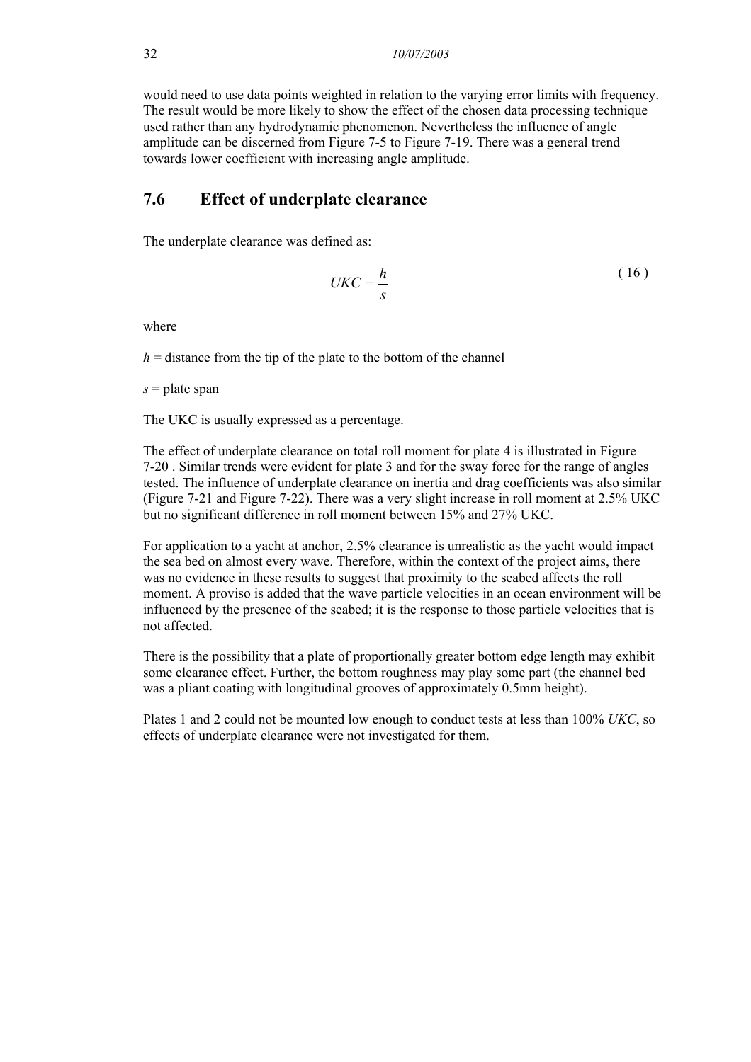would need to use data points weighted in relation to the varying error limits with frequency. The result would be more likely to show the effect of the chosen data processing technique used rather than any hydrodynamic phenomenon. Nevertheless the influence of angle amplitude can be discerned from Figure 7-5 to Figure 7-19. There was a general trend towards lower coefficient with increasing angle amplitude.

## 7.6 Effect of underplate clearance

The underplate clearance was defined as:

$$UKC = \frac{h}{s} \qquad (16)$$

where

$h$ = distance from the tip of the plate to the bottom of the channel

$s$ = plate span

The UKC is usually expressed as a percentage.

The effect of underplate clearance on total roll moment for plate 4 is illustrated in Figure 7-20 . Similar trends were evident for plate 3 and for the sway force for the range of angles tested. The influence of underplate clearance on inertia and drag coefficients was also similar (Figure 7-21 and Figure 7-22). There was a very slight increase in roll moment at 2.5% UKC but no significant difference in roll moment between 15% and 27% UKC.

For application to a yacht at anchor, 2.5% clearance is unrealistic as the yacht would impact the sea bed on almost every wave. Therefore, within the context of the project aims, there was no evidence in these results to suggest that proximity to the seabed affects the roll moment. A proviso is added that the wave particle velocities in an ocean environment will be influenced by the presence of the seabed; it is the response to those particle velocities that is not affected.

There is the possibility that a plate of proportionally greater bottom edge length may exhibit some clearance effect. Further, the bottom roughness may play some part (the channel bed was a pliant coating with longitudinal grooves of approximately 0.5mm height).

Plates 1 and 2 could not be mounted low enough to conduct tests at less than 100% *UKC*, so effects of underplate clearance were not investigated for them.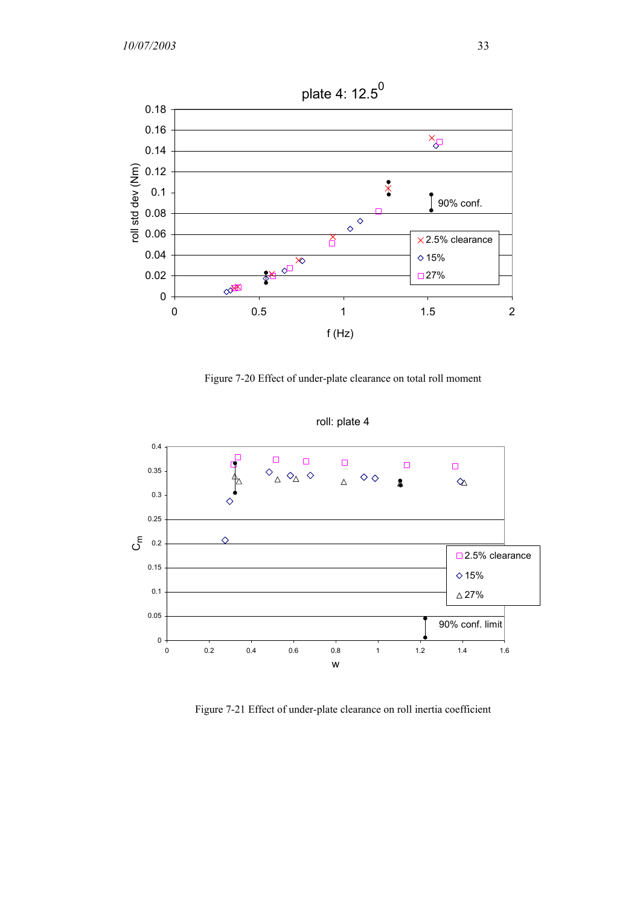Figure 7-20 Effect of under-plate clearance on total roll moment

Figure 7-21 Effect of under-plate clearance on roll inertia coefficient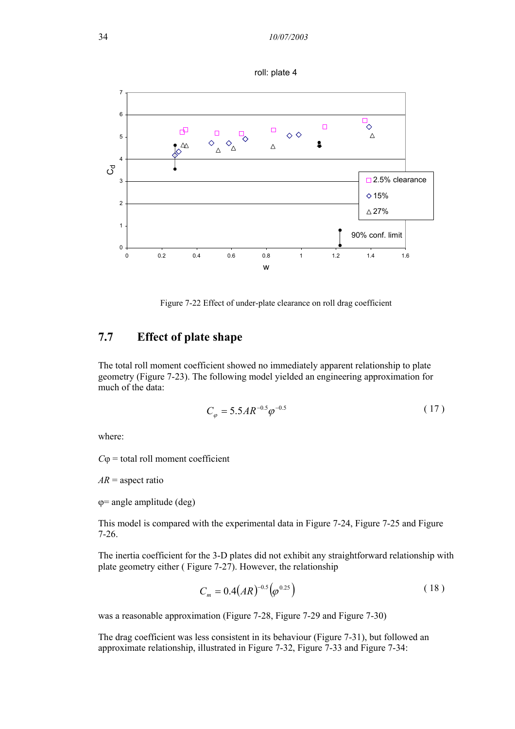Figure 7-22 Effect of under-plate clearance on roll drag coefficient

## 7.7 Effect of plate shape

The total roll moment coefficient showed no immediately apparent relationship to plate geometry (Figure 7-23). The following model yielded an engineering approximation for much of the data:

$$C_\varphi = 5.5AR^{-0.5}\varphi^{-0.5} \tag{17}$$

where:

$C\varphi$ = total roll moment coefficient

$AR$ = aspect ratio

$\varphi$= angle amplitude (deg)

This model is compared with the experimental data in Figure 7-24, Figure 7-25 and Figure 7-26.

The inertia coefficient for the 3-D plates did not exhibit any straightforward relationship with plate geometry either ( Figure 7-27). However, the relationship

$$C_m = 0.4(AR)^{-0.5}\left(\varphi^{0.25}\right) \tag{18}$$

was a reasonable approximation (Figure 7-28, Figure 7-29 and Figure 7-30)

The drag coefficient was less consistent in its behaviour (Figure 7-31), but followed an approximate relationship, illustrated in Figure 7-32, Figure 7-33 and Figure 7-34: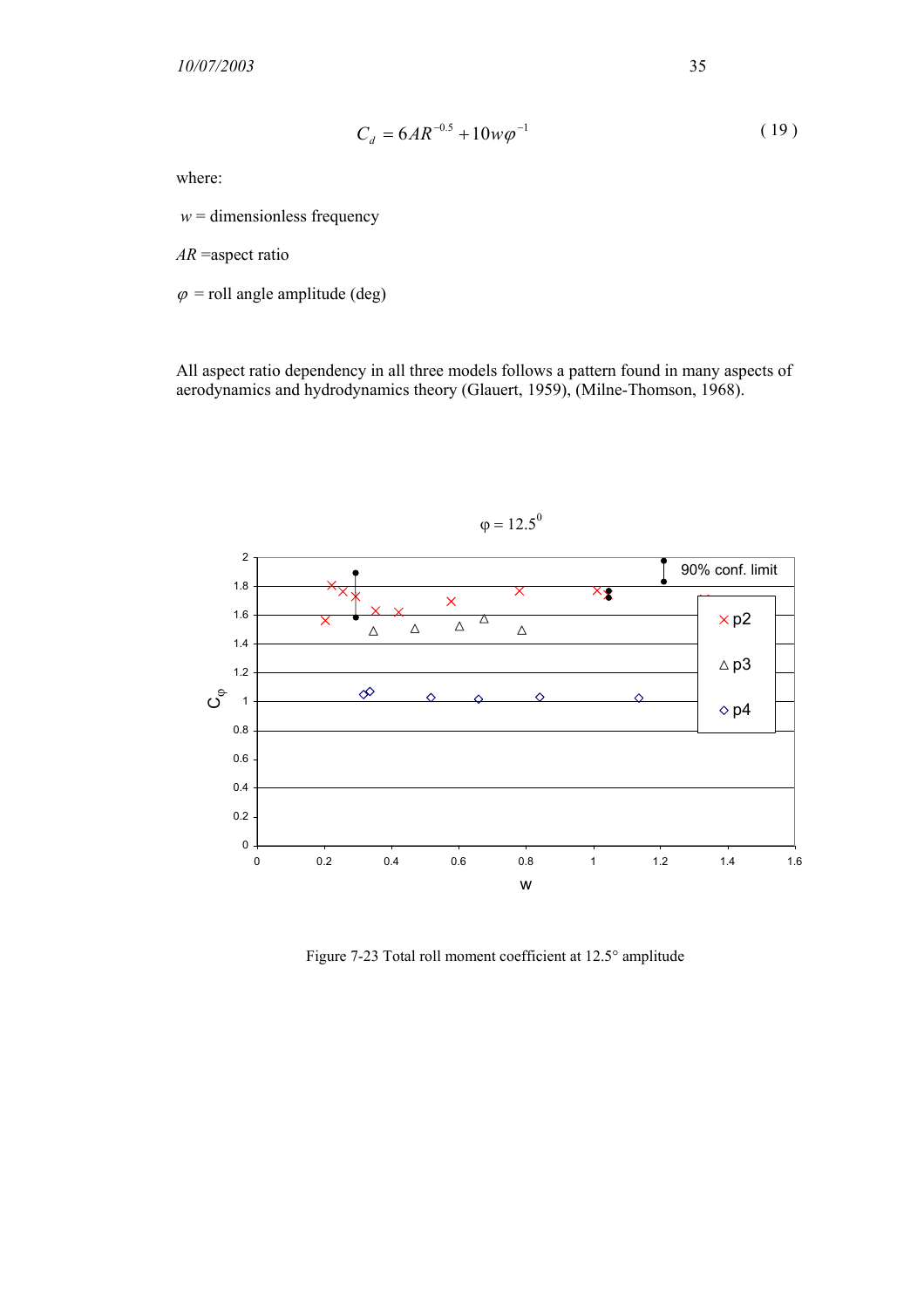$$C_d = 6AR^{-0.5} + 10w\varphi^{-1} \tag{19}$$

where:

$w$ = dimensionless frequency

$AR$ =aspect ratio

$\varphi$ = roll angle amplitude (deg)

All aspect ratio dependency in all three models follows a pattern found in many aspects of aerodynamics and hydrodynamics theory (Glauert, 1959), (Milne-Thomson, 1968).

Figure 7-23 Total roll moment coefficient at 12.5° amplitude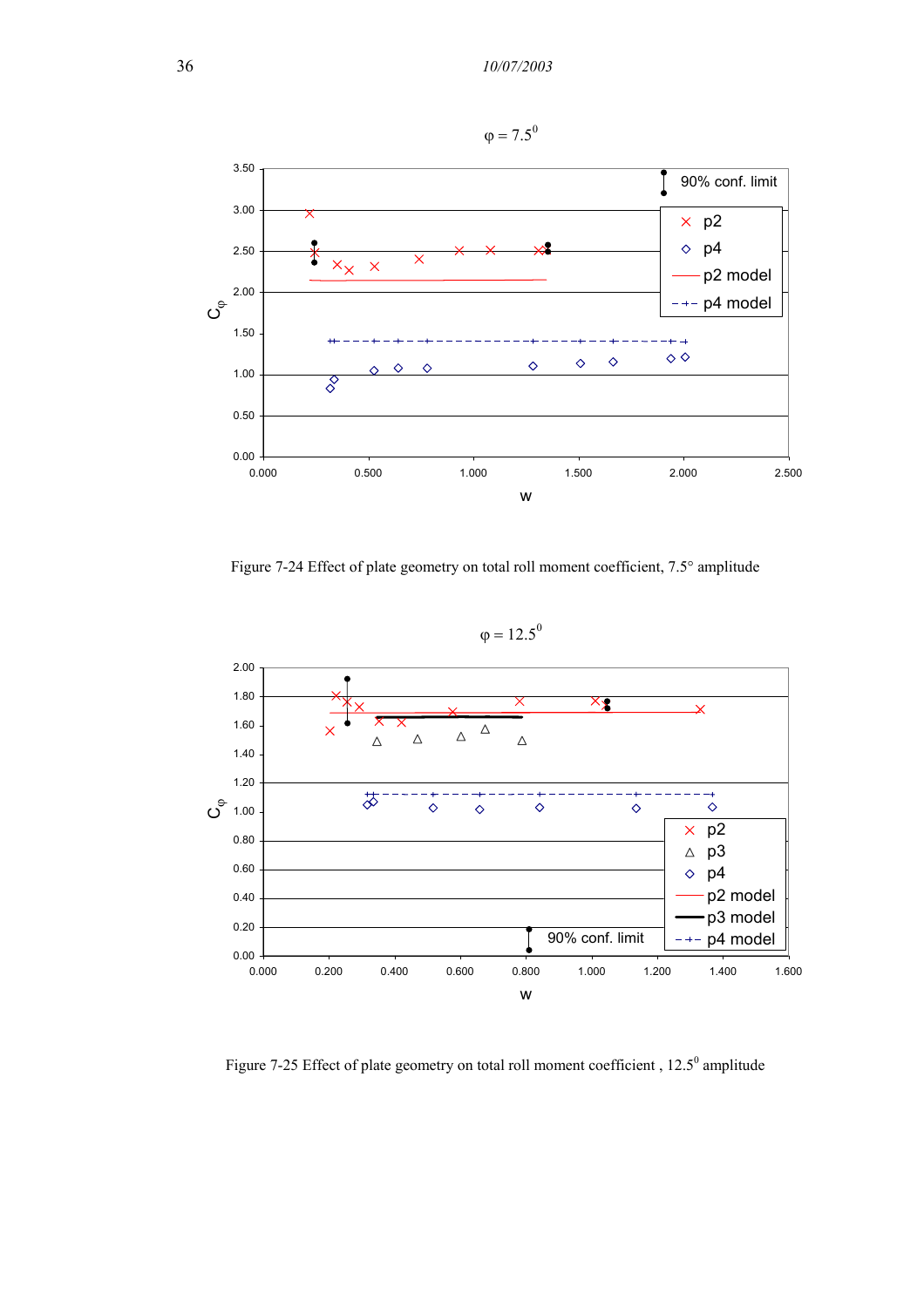Figure 7-24 Effect of plate geometry on total roll moment coefficient, 7.5° amplitude

Figure 7-25 Effect of plate geometry on total roll moment coefficient , 12.5$^{0}$ amplitude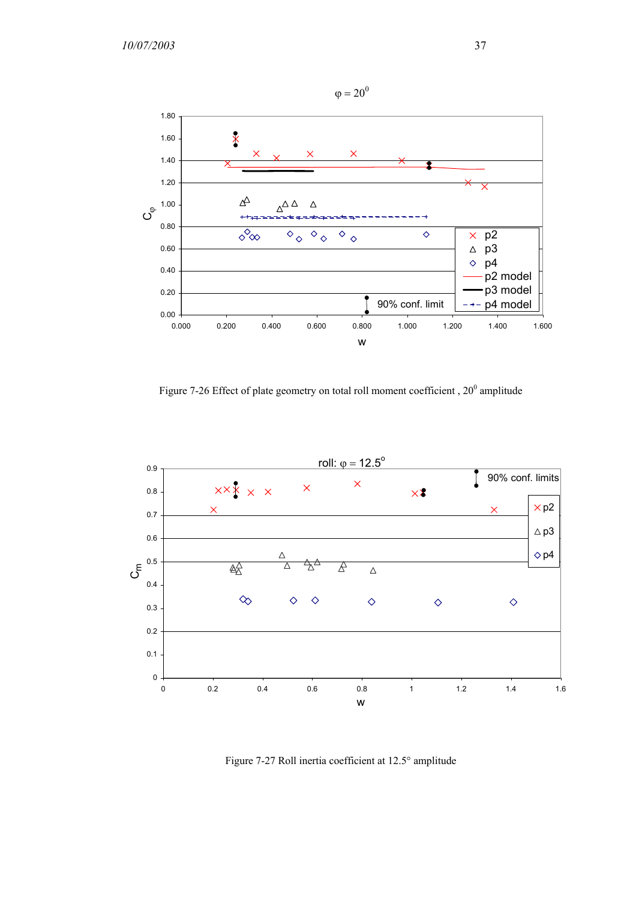Figure 7-26 Effect of plate geometry on total roll moment coefficient , $20^0$ amplitude

Figure 7-27 Roll inertia coefficient at 12.5° amplitude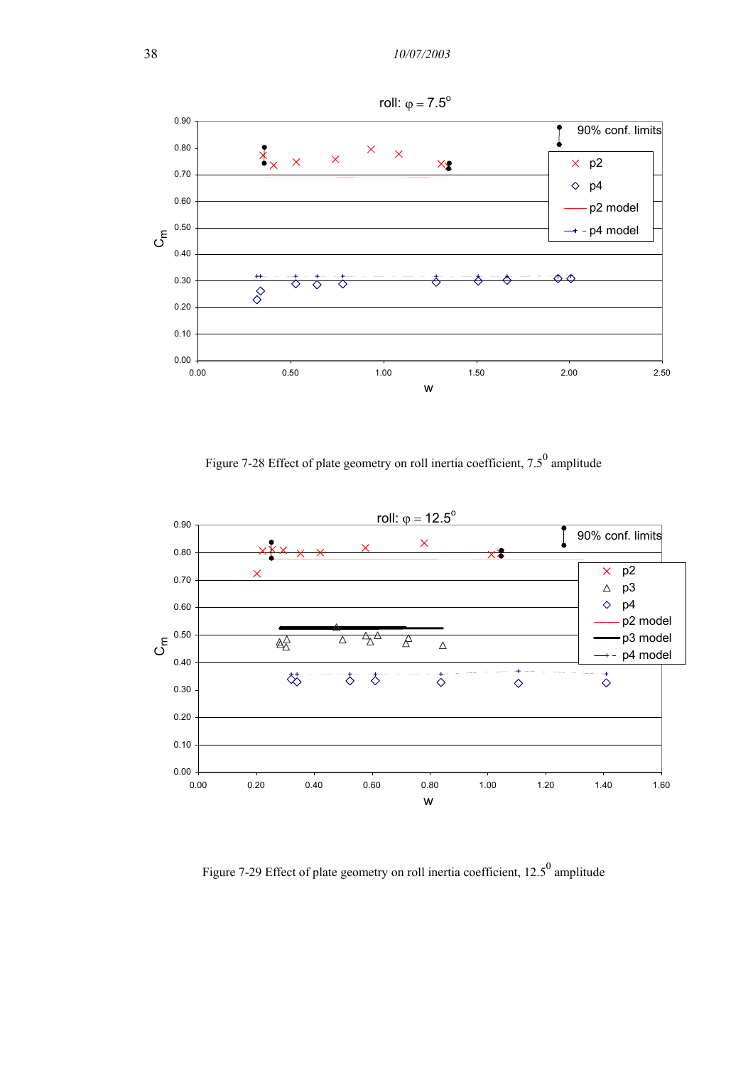Figure 7-28 Effect of plate geometry on roll inertia coefficient, 7.5$^0$ amplitude

Figure 7-29 Effect of plate geometry on roll inertia coefficient, 12.5$^0$ amplitude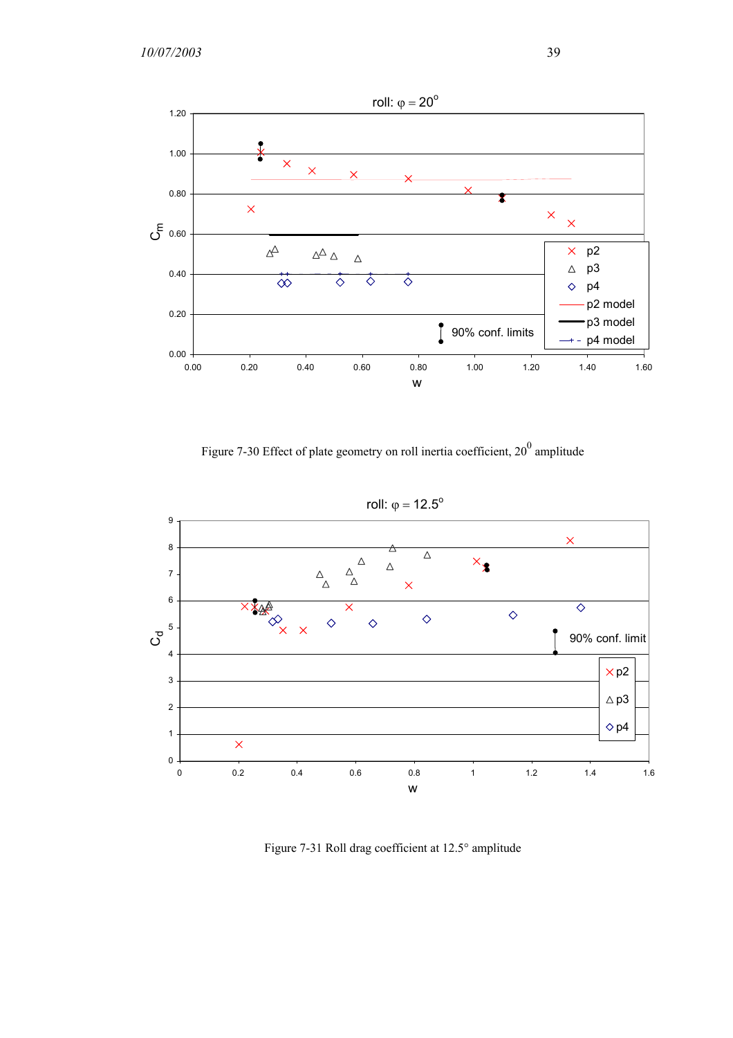Figure 7-30 Effect of plate geometry on roll inertia coefficient, $20^0$ amplitude

Figure 7-31 Roll drag coefficient at 12.5° amplitude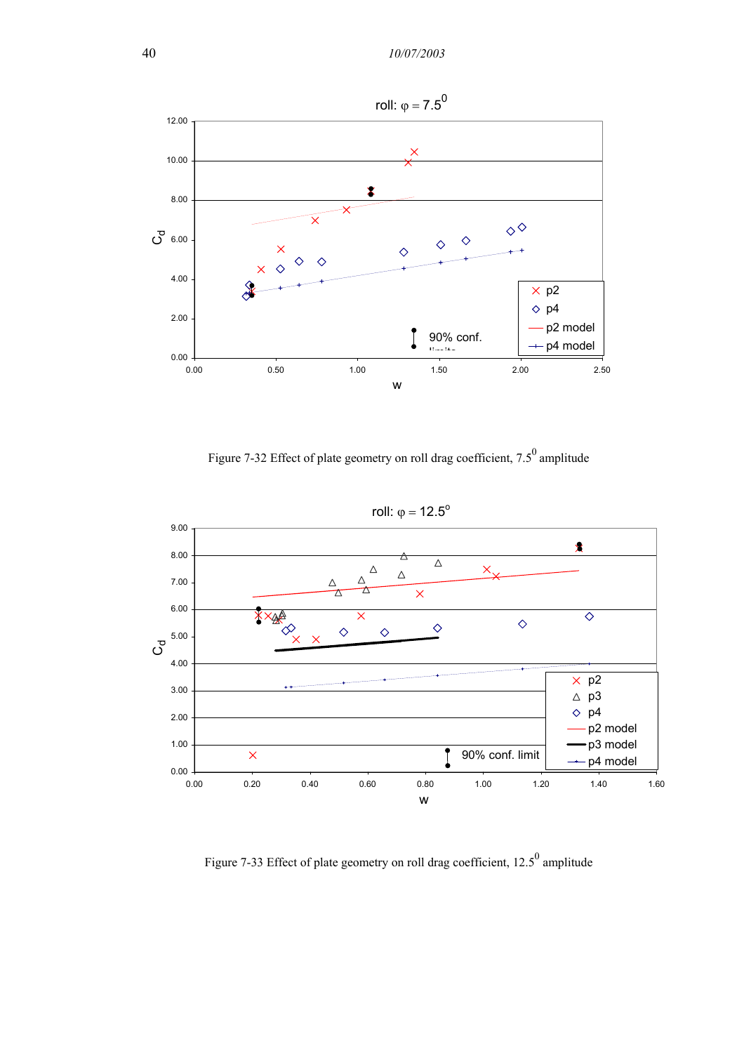Figure 7-32 Effect of plate geometry on roll drag coefficient, $7.5^0$ amplitude

Figure 7-33 Effect of plate geometry on roll drag coefficient, $12.5^0$ amplitude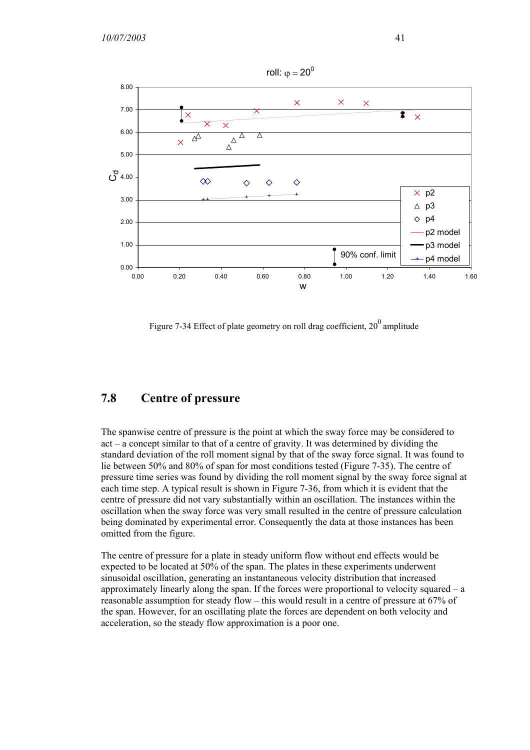Figure 7-34 Effect of plate geometry on roll drag coefficient, $20^0$ amplitude

## 7.8 Centre of pressure

The spanwise centre of pressure is the point at which the sway force may be considered to act – a concept similar to that of a centre of gravity. It was determined by dividing the standard deviation of the roll moment signal by that of the sway force signal. It was found to lie between 50% and 80% of span for most conditions tested (Figure 7-35). The centre of pressure time series was found by dividing the roll moment signal by the sway force signal at each time step. A typical result is shown in Figure 7-36, from which it is evident that the centre of pressure did not vary substantially within an oscillation. The instances within the oscillation when the sway force was very small resulted in the centre of pressure calculation being dominated by experimental error. Consequently the data at those instances has been omitted from the figure.

The centre of pressure for a plate in steady uniform flow without end effects would be expected to be located at 50% of the span. The plates in these experiments underwent sinusoidal oscillation, generating an instantaneous velocity distribution that increased approximately linearly along the span. If the forces were proportional to velocity squared – a reasonable assumption for steady flow – this would result in a centre of pressure at 67% of the span. However, for an oscillating plate the forces are dependent on both velocity and acceleration, so the steady flow approximation is a poor one.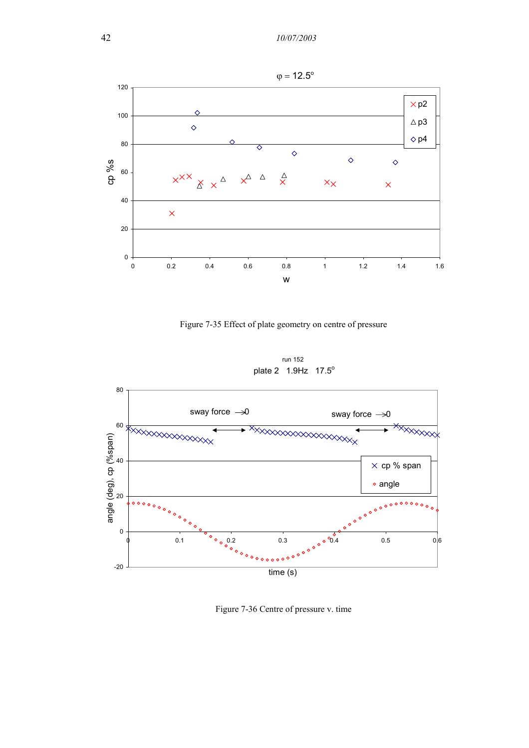Figure 7-35 Effect of plate geometry on centre of pressure

Figure 7-36 Centre of pressure v. time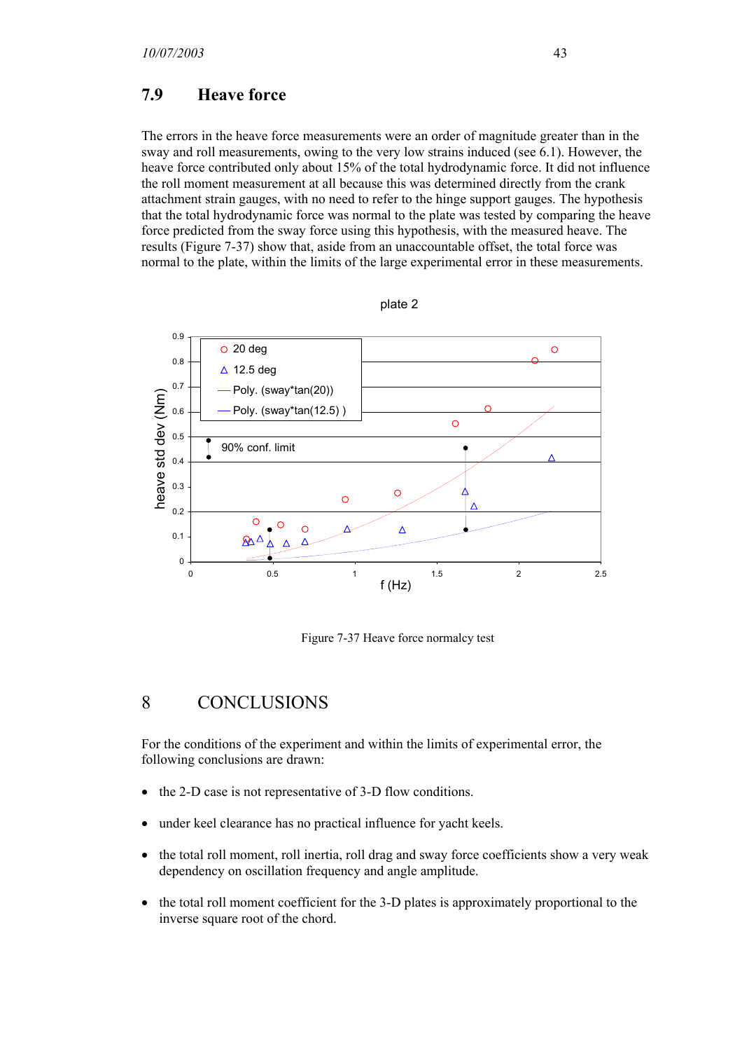## 7.9 Heave force

The errors in the heave force measurements were an order of magnitude greater than in the sway and roll measurements, owing to the very low strains induced (see 6.1). However, the heave force contributed only about 15% of the total hydrodynamic force. It did not influence the roll moment measurement at all because this was determined directly from the crank attachment strain gauges, with no need to refer to the hinge support gauges. The hypothesis that the total hydrodynamic force was normal to the plate was tested by comparing the heave force predicted from the sway force using this hypothesis, with the measured heave. The results (Figure 7-37) show that, aside from an unaccountable offset, the total force was normal to the plate, within the limits of the large experimental error in these measurements.

Figure 7-37 Heave force normalcy test

# 8 CONCLUSIONS

For the conditions of the experiment and within the limits of experimental error, the following conclusions are drawn:

- the 2-D case is not representative of 3-D flow conditions.
- under keel clearance has no practical influence for yacht keels.
- the total roll moment, roll inertia, roll drag and sway force coefficients show a very weak dependency on oscillation frequency and angle amplitude.
- the total roll moment coefficient for the 3-D plates is approximately proportional to the inverse square root of the chord.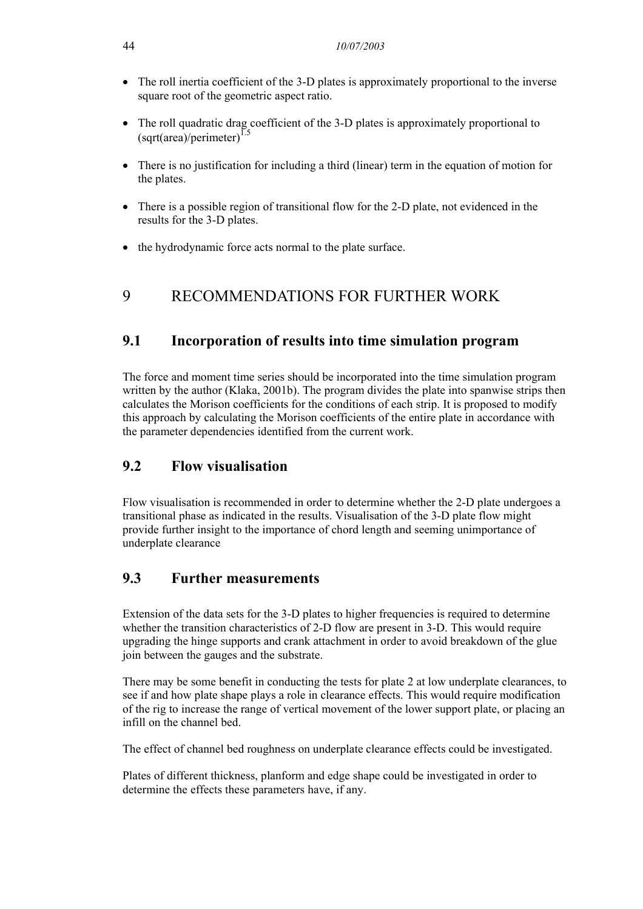- The roll inertia coefficient of the 3-D plates is approximately proportional to the inverse square root of the geometric aspect ratio.
- The roll quadratic drag coefficient of the 3-D plates is approximately proportional to $(\text{sqrt(area)/perimeter})^{1.5}$
- There is no justification for including a third (linear) term in the equation of motion for the plates.
- There is a possible region of transitional flow for the 2-D plate, not evidenced in the results for the 3-D plates.
- the hydrodynamic force acts normal to the plate surface.

# 9 RECOMMENDATIONS FOR FURTHER WORK

## 9.1 Incorporation of results into time simulation program

The force and moment time series should be incorporated into the time simulation program written by the author (Klaka, 2001b). The program divides the plate into spanwise strips then calculates the Morison coefficients for the conditions of each strip. It is proposed to modify this approach by calculating the Morison coefficients of the entire plate in accordance with the parameter dependencies identified from the current work.

## 9.2 Flow visualisation

Flow visualisation is recommended in order to determine whether the 2-D plate undergoes a transitional phase as indicated in the results. Visualisation of the 3-D plate flow might provide further insight to the importance of chord length and seeming unimportance of underplate clearance

## 9.3 Further measurements

Extension of the data sets for the 3-D plates to higher frequencies is required to determine whether the transition characteristics of 2-D flow are present in 3-D. This would require upgrading the hinge supports and crank attachment in order to avoid breakdown of the glue join between the gauges and the substrate.

There may be some benefit in conducting the tests for plate 2 at low underplate clearances, to see if and how plate shape plays a role in clearance effects. This would require modification of the rig to increase the range of vertical movement of the lower support plate, or placing an infill on the channel bed.

The effect of channel bed roughness on underplate clearance effects could be investigated.

Plates of different thickness, planform and edge shape could be investigated in order to determine the effects these parameters have, if any.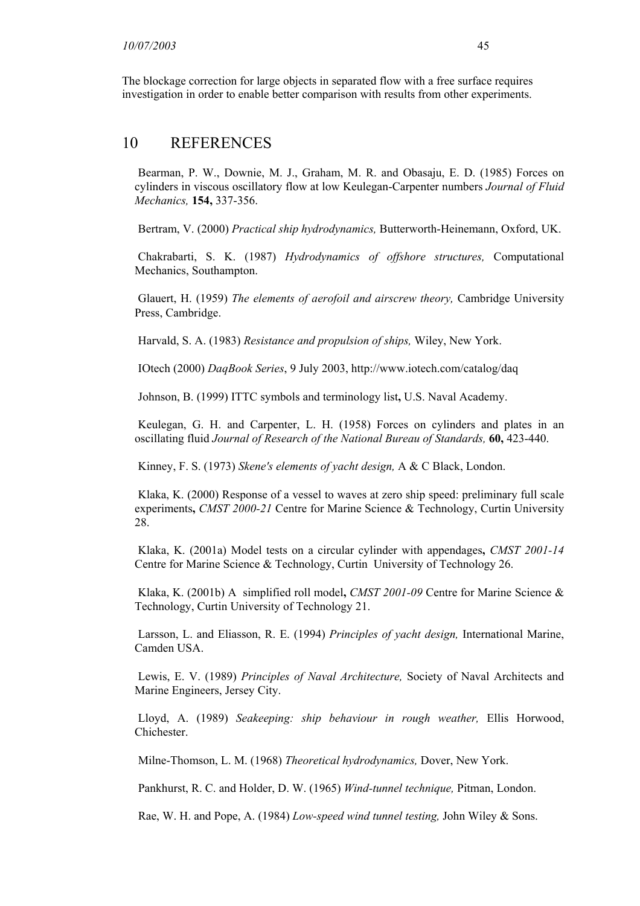The blockage correction for large objects in separated flow with a free surface requires investigation in order to enable better comparison with results from other experiments.

# 10 REFERENCES

Bearman, P. W., Downie, M. J., Graham, M. R. and Obasaju, E. D. (1985) Forces on cylinders in viscous oscillatory flow at low Keulegan-Carpenter numbers *Journal of Fluid Mechanics,* **154,** 337-356.

Bertram, V. (2000) *Practical ship hydrodynamics,* Butterworth-Heinemann, Oxford, UK.

Chakrabarti, S. K. (1987) *Hydrodynamics of offshore structures,* Computational Mechanics, Southampton.

Glauert, H. (1959) *The elements of aerofoil and airscrew theory,* Cambridge University Press, Cambridge.

Harvald, S. A. (1983) *Resistance and propulsion of ships,* Wiley, New York.

IOtech (2000) *DaqBook Series*, 9 July 2003, http://www.iotech.com/catalog/daq

Johnson, B. (1999) ITTC symbols and terminology list**,** U.S. Naval Academy.

Keulegan, G. H. and Carpenter, L. H. (1958) Forces on cylinders and plates in an oscillating fluid *Journal of Research of the National Bureau of Standards,* **60,** 423-440.

Kinney, F. S. (1973) *Skene's elements of yacht design,* A & C Black, London.

Klaka, K. (2000) Response of a vessel to waves at zero ship speed: preliminary full scale experiments**,** *CMST 2000-21* Centre for Marine Science & Technology, Curtin University 28.

Klaka, K. (2001a) Model tests on a circular cylinder with appendages**,** *CMST 2001-14* Centre for Marine Science & Technology, Curtin University of Technology 26.

Klaka, K. (2001b) A simplified roll model**,** *CMST 2001-09* Centre for Marine Science & Technology, Curtin University of Technology 21.

Larsson, L. and Eliasson, R. E. (1994) *Principles of yacht design,* International Marine, Camden USA.

Lewis, E. V. (1989) *Principles of Naval Architecture,* Society of Naval Architects and Marine Engineers, Jersey City.

Lloyd, A. (1989) *Seakeeping: ship behaviour in rough weather,* Ellis Horwood, Chichester.

Milne-Thomson, L. M. (1968) *Theoretical hydrodynamics,* Dover, New York.

Pankhurst, R. C. and Holder, D. W. (1965) *Wind-tunnel technique,* Pitman, London.

Rae, W. H. and Pope, A. (1984) *Low-speed wind tunnel testing,* John Wiley & Sons.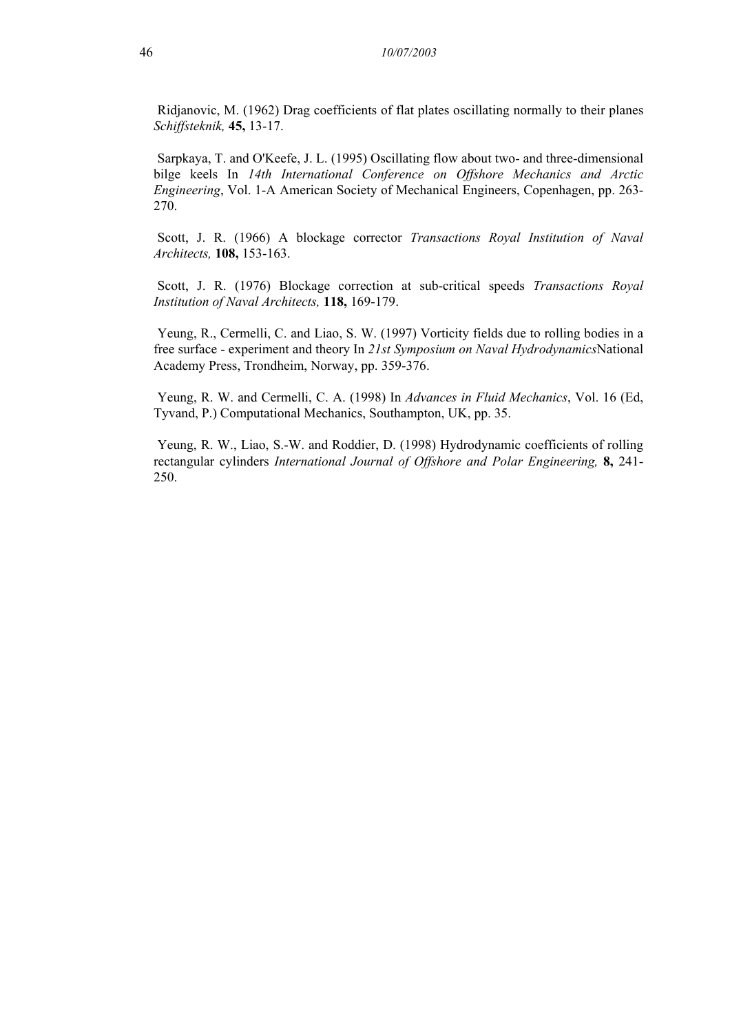Ridjanovic, M. (1962) Drag coefficients of flat plates oscillating normally to their planes *Schiffsteknik,* **45,** 13-17.

Sarpkaya, T. and O'Keefe, J. L. (1995) Oscillating flow about two- and three-dimensional bilge keels In *14th International Conference on Offshore Mechanics and Arctic Engineering*, Vol. 1-A American Society of Mechanical Engineers, Copenhagen, pp. 263-270.

Scott, J. R. (1966) A blockage corrector *Transactions Royal Institution of Naval Architects,* **108,** 153-163.

Scott, J. R. (1976) Blockage correction at sub-critical speeds *Transactions Royal Institution of Naval Architects,* **118,** 169-179.

Yeung, R., Cermelli, C. and Liao, S. W. (1997) Vorticity fields due to rolling bodies in a free surface - experiment and theory In *21st Symposium on Naval Hydrodynamics*National Academy Press, Trondheim, Norway, pp. 359-376.

Yeung, R. W. and Cermelli, C. A. (1998) In *Advances in Fluid Mechanics*, Vol. 16 (Ed, Tyvand, P.) Computational Mechanics, Southampton, UK, pp. 35.

Yeung, R. W., Liao, S.-W. and Roddier, D. (1998) Hydrodynamic coefficients of rolling rectangular cylinders *International Journal of Offshore and Polar Engineering,* **8,** 241-250.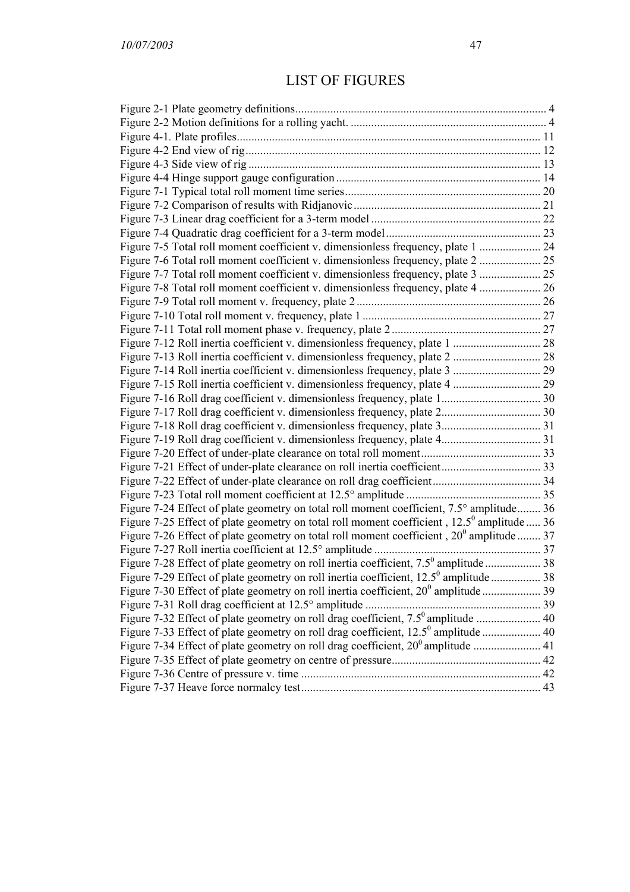# LIST OF FIGURES

Figure 2-1 Plate geometry definitions ..................................................................................... 4
Figure 2-2 Motion definitions for a rolling yacht. .................................................................. 4
Figure 4-1. Plate profiles ....................................................................................................... 11
Figure 4-2 End view of rig .................................................................................................... 12
Figure 4-3 Side view of rig ................................................................................................... 13
Figure 4-4 Hinge support gauge configuration ..................................................................... 14
Figure 7-1 Typical total roll moment time series .................................................................. 20
Figure 7-2 Comparison of results with Ridjanovic ............................................................... 21
Figure 7-3 Linear drag coefficient for a 3-term model .......................................................... 22
Figure 7-4 Quadratic drag coefficient for a 3-term model ..................................................... 23
Figure 7-5 Total roll moment coefficient v. dimensionless frequency, plate 1 ..................... 24
Figure 7-6 Total roll moment coefficient v. dimensionless frequency, plate 2 ..................... 25
Figure 7-7 Total roll moment coefficient v. dimensionless frequency, plate 3 ..................... 25
Figure 7-8 Total roll moment coefficient v. dimensionless frequency, plate 4 ..................... 26
Figure 7-9 Total roll moment v. frequency, plate 2 ............................................................... 26
Figure 7-10 Total roll moment v. frequency, plate 1 ............................................................. 27
Figure 7-11 Total roll moment phase v. frequency, plate 2 ................................................... 27
Figure 7-12 Roll inertia coefficient v. dimensionless frequency, plate 1 .............................. 28
Figure 7-13 Roll inertia coefficient v. dimensionless frequency, plate 2 .............................. 28
Figure 7-14 Roll inertia coefficient v. dimensionless frequency, plate 3 .............................. 29
Figure 7-15 Roll inertia coefficient v. dimensionless frequency, plate 4 .............................. 29
Figure 7-16 Roll drag coefficient v. dimensionless frequency, plate 1 .................................. 30
Figure 7-17 Roll drag coefficient v. dimensionless frequency, plate 2 .................................. 30
Figure 7-18 Roll drag coefficient v. dimensionless frequency, plate 3 .................................. 31
Figure 7-19 Roll drag coefficient v. dimensionless frequency, plate 4 .................................. 31
Figure 7-20 Effect of under-plate clearance on total roll moment ......................................... 33
Figure 7-21 Effect of under-plate clearance on roll inertia coefficient .................................. 33
Figure 7-22 Effect of under-plate clearance on roll drag coefficient ..................................... 34
Figure 7-23 Total roll moment coefficient at 12.5° amplitude .............................................. 35
Figure 7-24 Effect of plate geometry on total roll moment coefficient, 7.5° amplitude ........ 36
Figure 7-25 Effect of plate geometry on total roll moment coefficient , $12.5^0$ amplitude ..... 36
Figure 7-26 Effect of plate geometry on total roll moment coefficient , $20^0$ amplitude ........ 37
Figure 7-27 Roll inertia coefficient at 12.5° amplitude ......................................................... 37
Figure 7-28 Effect of plate geometry on roll inertia coefficient, $7.5^0$ amplitude ................... 38
Figure 7-29 Effect of plate geometry on roll inertia coefficient, $12.5^0$ amplitude ................. 38
Figure 7-30 Effect of plate geometry on roll inertia coefficient, $20^0$ amplitude .................... 39
Figure 7-31 Roll drag coefficient at 12.5° amplitude ............................................................ 39
Figure 7-32 Effect of plate geometry on roll drag coefficient, $7.5^0$ amplitude ...................... 40
Figure 7-33 Effect of plate geometry on roll drag coefficient, $12.5^0$ amplitude .................... 40
Figure 7-34 Effect of plate geometry on roll drag coefficient, $20^0$ amplitude ....................... 41
Figure 7-35 Effect of plate geometry on centre of pressure ................................................... 42
Figure 7-36 Centre of pressure v. time .................................................................................. 42
Figure 7-37 Heave force normalcy test .................................................................................. 43